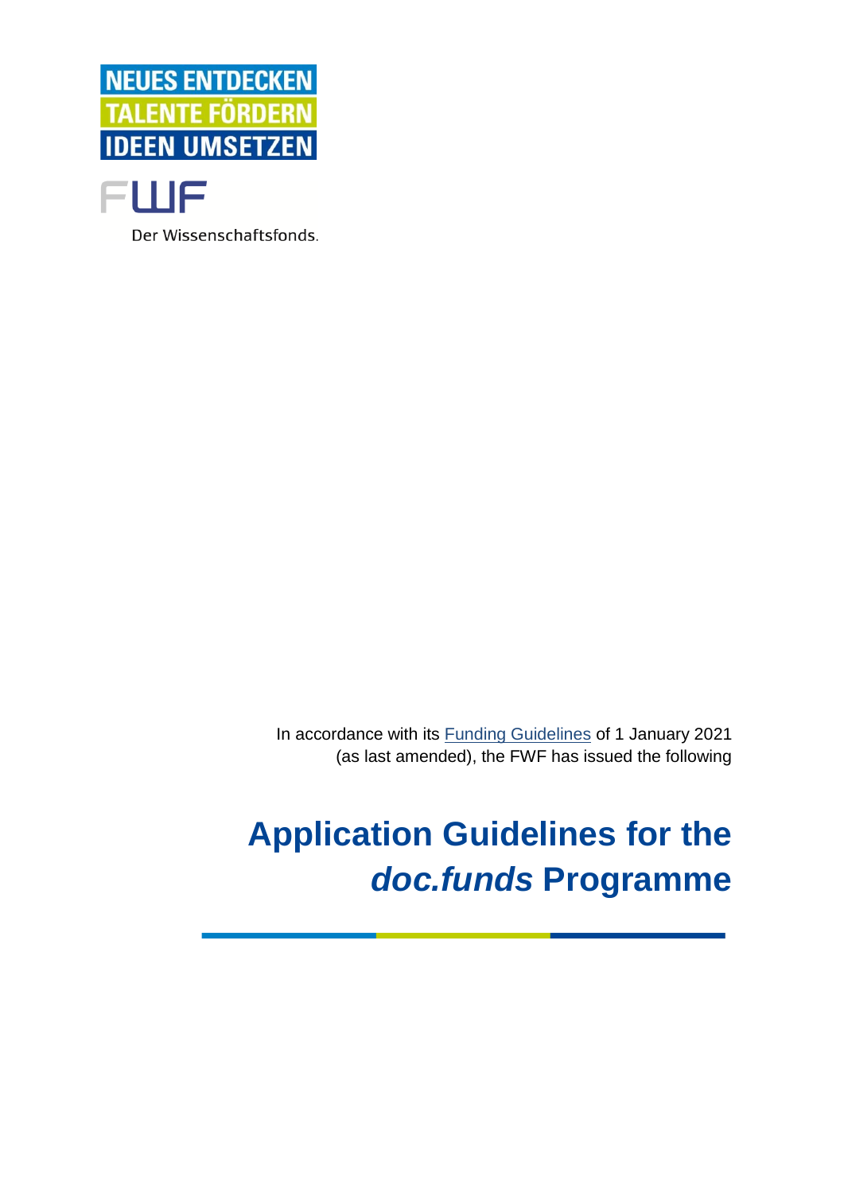NEUES ENTDECKEN
TALENTE FÖRDERN
IDEEN UMSETZEN

FWF

Der Wissenschaftsfonds.

In accordance with its [Funding Guidelines] of 1 January 2021 (as last amended), the FWF has issued the following

# Application Guidelines for the *doc.funds* Programme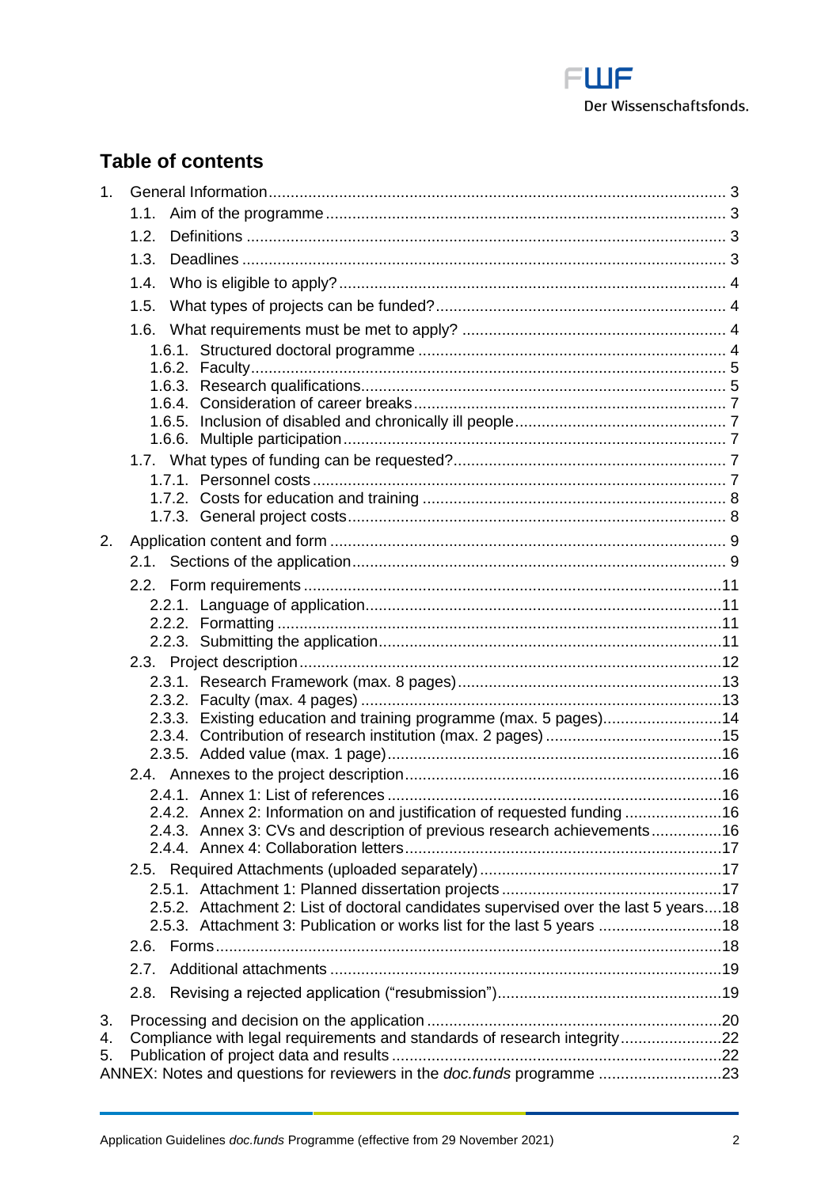## Table of contents

1. General Information ... 3
   - 1.1. Aim of the programme ... 3
   - 1.2. Definitions ... 3
   - 1.3. Deadlines ... 3
   - 1.4. Who is eligible to apply? ... 4
   - 1.5. What types of projects can be funded? ... 4
   - 1.6. What requirements must be met to apply? ... 4
     - 1.6.1. Structured doctoral programme ... 4
     - 1.6.2. Faculty ... 5
     - 1.6.3. Research qualifications ... 5
     - 1.6.4. Consideration of career breaks ... 7
     - 1.6.5. Inclusion of disabled and chronically ill people ... 7
     - 1.6.6. Multiple participation ... 7
   - 1.7. What types of funding can be requested? ... 7
     - 1.7.1. Personnel costs ... 7
     - 1.7.2. Costs for education and training ... 8
     - 1.7.3. General project costs ... 8
2. Application content and form ... 9
   - 2.1. Sections of the application ... 9
   - 2.2. Form requirements ... 11
     - 2.2.1. Language of application ... 11
     - 2.2.2. Formatting ... 11
     - 2.2.3. Submitting the application ... 11
   - 2.3. Project description ... 12
     - 2.3.1. Research Framework (max. 8 pages) ... 13
     - 2.3.2. Faculty (max. 4 pages) ... 13
     - 2.3.3. Existing education and training programme (max. 5 pages) ... 14
     - 2.3.4. Contribution of research institution (max. 2 pages) ... 15
     - 2.3.5. Added value (max. 1 page) ... 16
   - 2.4. Annexes to the project description ... 16
     - 2.4.1. Annex 1: List of references ... 16
     - 2.4.2. Annex 2: Information on and justification of requested funding ... 16
     - 2.4.3. Annex 3: CVs and description of previous research achievements ... 16
     - 2.4.4. Annex 4: Collaboration letters ... 17
   - 2.5. Required Attachments (uploaded separately) ... 17
     - 2.5.1. Attachment 1: Planned dissertation projects ... 17
     - 2.5.2. Attachment 2: List of doctoral candidates supervised over the last 5 years ... 18
     - 2.5.3. Attachment 3: Publication or works list for the last 5 years ... 18
   - 2.6. Forms ... 18
   - 2.7. Additional attachments ... 19
   - 2.8. Revising a rejected application ("resubmission") ... 19
3. Processing and decision on the application ... 20
4. Compliance with legal requirements and standards of research integrity ... 22
5. Publication of project data and results ... 22

ANNEX: Notes and questions for reviewers in the *doc.funds* programme ... 23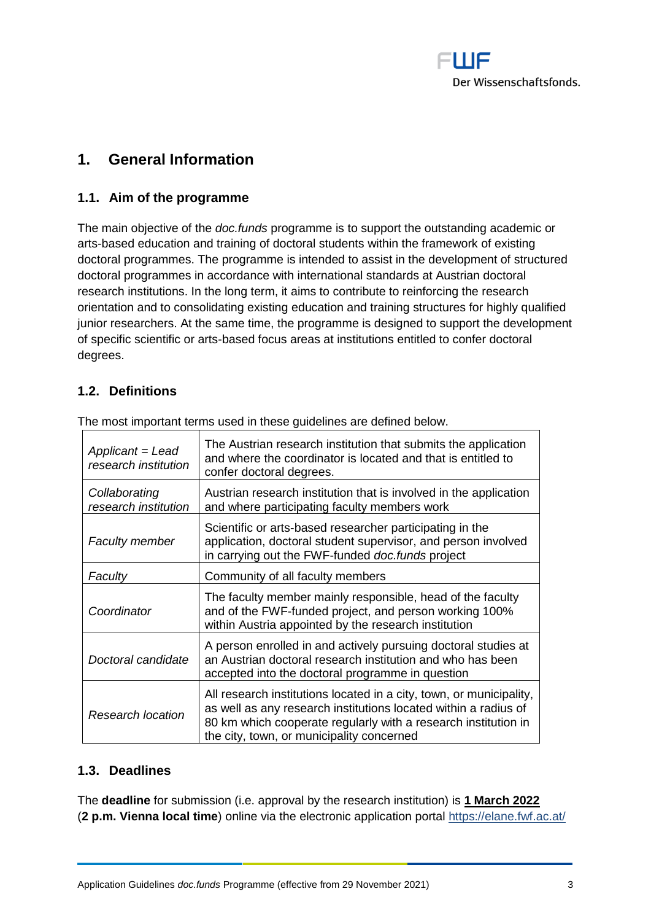# 1. General Information

## 1.1. Aim of the programme

The main objective of the *doc.funds* programme is to support the outstanding academic or arts-based education and training of doctoral students within the framework of existing doctoral programmes. The programme is intended to assist in the development of structured doctoral programmes in accordance with international standards at Austrian doctoral research institutions. In the long term, it aims to contribute to reinforcing the research orientation and to consolidating existing education and training structures for highly qualified junior researchers. At the same time, the programme is designed to support the development of specific scientific or arts-based focus areas at institutions entitled to confer doctoral degrees.

## 1.2. Definitions

The most important terms used in these guidelines are defined below.

| Term | Definition |
|---|---|
| *Applicant = Lead research institution* | The Austrian research institution that submits the application and where the coordinator is located and that is entitled to confer doctoral degrees. |
| *Collaborating research institution* | Austrian research institution that is involved in the application and where participating faculty members work |
| *Faculty member* | Scientific or arts-based researcher participating in the application, doctoral student supervisor, and person involved in carrying out the FWF-funded *doc.funds* project |
| *Faculty* | Community of all faculty members |
| *Coordinator* | The faculty member mainly responsible, head of the faculty and of the FWF-funded project, and person working 100% within Austria appointed by the research institution |
| *Doctoral candidate* | A person enrolled in and actively pursuing doctoral studies at an Austrian doctoral research institution and who has been accepted into the doctoral programme in question |
| *Research location* | All research institutions located in a city, town, or municipality, as well as any research institutions located within a radius of 80 km which cooperate regularly with a research institution in the city, town, or municipality concerned |

## 1.3. Deadlines

The **deadline** for submission (i.e. approval by the research institution) is **1 March 2022** (**2 p.m. Vienna local time**) online via the electronic application portal https://elane.fwf.ac.at/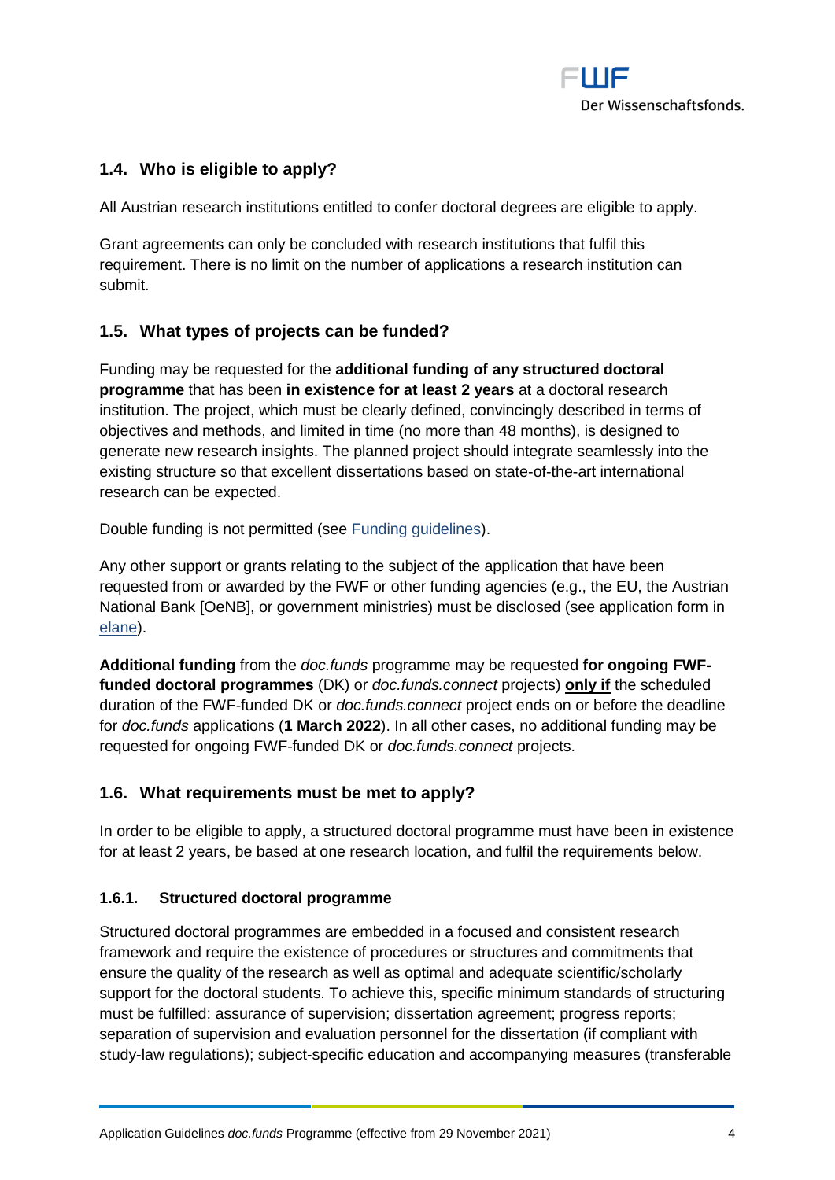## 1.4. Who is eligible to apply?

All Austrian research institutions entitled to confer doctoral degrees are eligible to apply.

Grant agreements can only be concluded with research institutions that fulfil this requirement. There is no limit on the number of applications a research institution can submit.

## 1.5. What types of projects can be funded?

Funding may be requested for the **additional funding of any structured doctoral programme** that has been **in existence for at least 2 years** at a doctoral research institution. The project, which must be clearly defined, convincingly described in terms of objectives and methods, and limited in time (no more than 48 months), is designed to generate new research insights. The planned project should integrate seamlessly into the existing structure so that excellent dissertations based on state-of-the-art international research can be expected.

Double funding is not permitted (see Funding guidelines).

Any other support or grants relating to the subject of the application that have been requested from or awarded by the FWF or other funding agencies (e.g., the EU, the Austrian National Bank [OeNB], or government ministries) must be disclosed (see application form in elane).

**Additional funding** from the *doc.funds* programme may be requested **for ongoing FWF-funded doctoral programmes** (DK) or *doc.funds.connect* projects) **only if** the scheduled duration of the FWF-funded DK or *doc.funds.connect* project ends on or before the deadline for *doc.funds* applications (**1 March 2022**). In all other cases, no additional funding may be requested for ongoing FWF-funded DK or *doc.funds.connect* projects.

## 1.6. What requirements must be met to apply?

In order to be eligible to apply, a structured doctoral programme must have been in existence for at least 2 years, be based at one research location, and fulfil the requirements below.

### 1.6.1. Structured doctoral programme

Structured doctoral programmes are embedded in a focused and consistent research framework and require the existence of procedures or structures and commitments that ensure the quality of the research as well as optimal and adequate scientific/scholarly support for the doctoral students. To achieve this, specific minimum standards of structuring must be fulfilled: assurance of supervision; dissertation agreement; progress reports; separation of supervision and evaluation personnel for the dissertation (if compliant with study-law regulations); subject-specific education and accompanying measures (transferable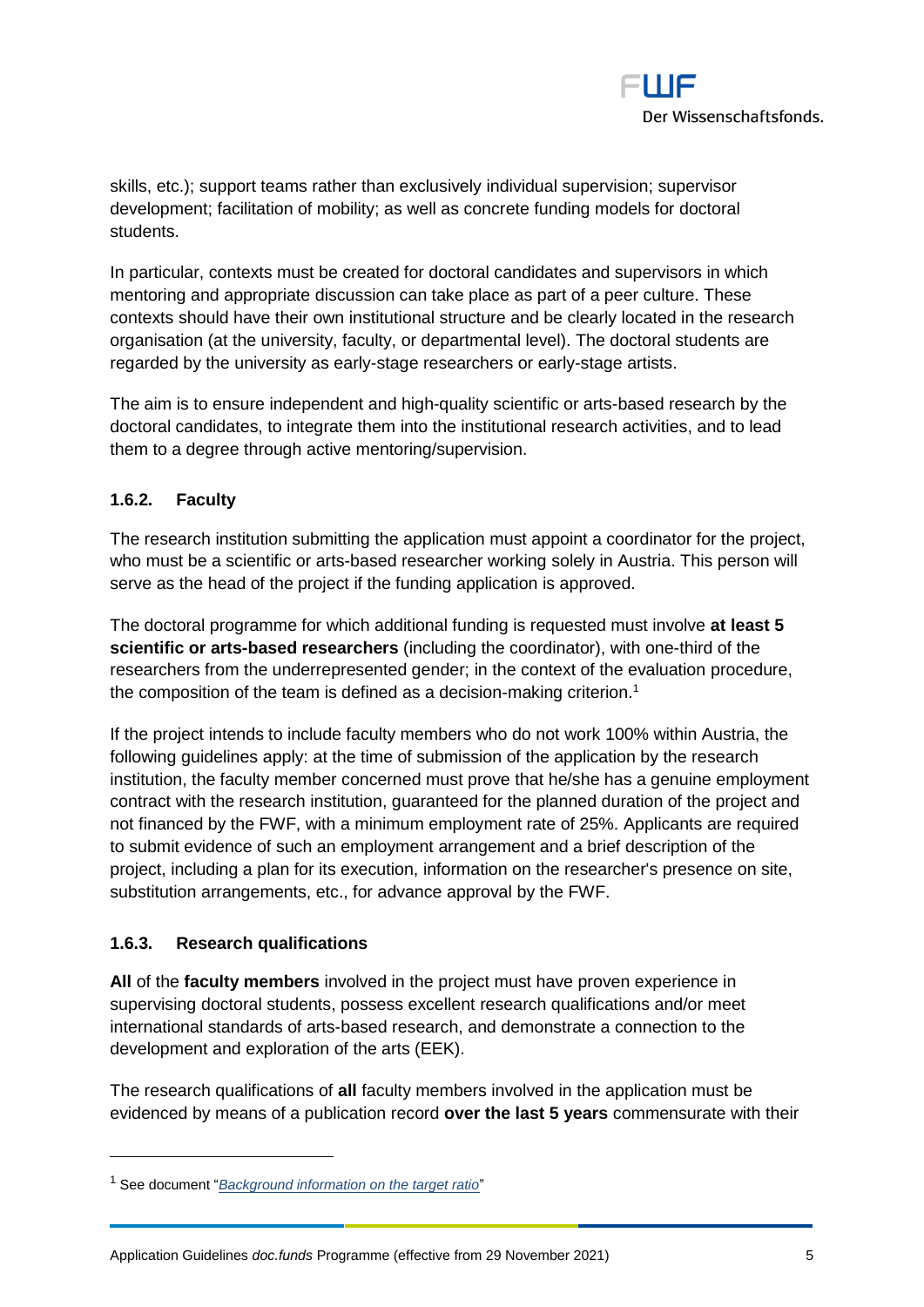skills, etc.); support teams rather than exclusively individual supervision; supervisor development; facilitation of mobility; as well as concrete funding models for doctoral students.

In particular, contexts must be created for doctoral candidates and supervisors in which mentoring and appropriate discussion can take place as part of a peer culture. These contexts should have their own institutional structure and be clearly located in the research organisation (at the university, faculty, or departmental level). The doctoral students are regarded by the university as early-stage researchers or early-stage artists.

The aim is to ensure independent and high-quality scientific or arts-based research by the doctoral candidates, to integrate them into the institutional research activities, and to lead them to a degree through active mentoring/supervision.

### 1.6.2. Faculty

The research institution submitting the application must appoint a coordinator for the project, who must be a scientific or arts-based researcher working solely in Austria. This person will serve as the head of the project if the funding application is approved.

The doctoral programme for which additional funding is requested must involve **at least 5 scientific or arts-based researchers** (including the coordinator), with one-third of the researchers from the underrepresented gender; in the context of the evaluation procedure, the composition of the team is defined as a decision-making criterion.[1]

If the project intends to include faculty members who do not work 100% within Austria, the following guidelines apply: at the time of submission of the application by the research institution, the faculty member concerned must prove that he/she has a genuine employment contract with the research institution, guaranteed for the planned duration of the project and not financed by the FWF, with a minimum employment rate of 25%. Applicants are required to submit evidence of such an employment arrangement and a brief description of the project, including a plan for its execution, information on the researcher's presence on site, substitution arrangements, etc., for advance approval by the FWF.

### 1.6.3. Research qualifications

**All** of the **faculty members** involved in the project must have proven experience in supervising doctoral students, possess excellent research qualifications and/or meet international standards of arts-based research, and demonstrate a connection to the development and exploration of the arts (EEK).

The research qualifications of **all** faculty members involved in the application must be evidenced by means of a publication record **over the last 5 years** commensurate with their

[1] See document "*Background information on the target ratio*"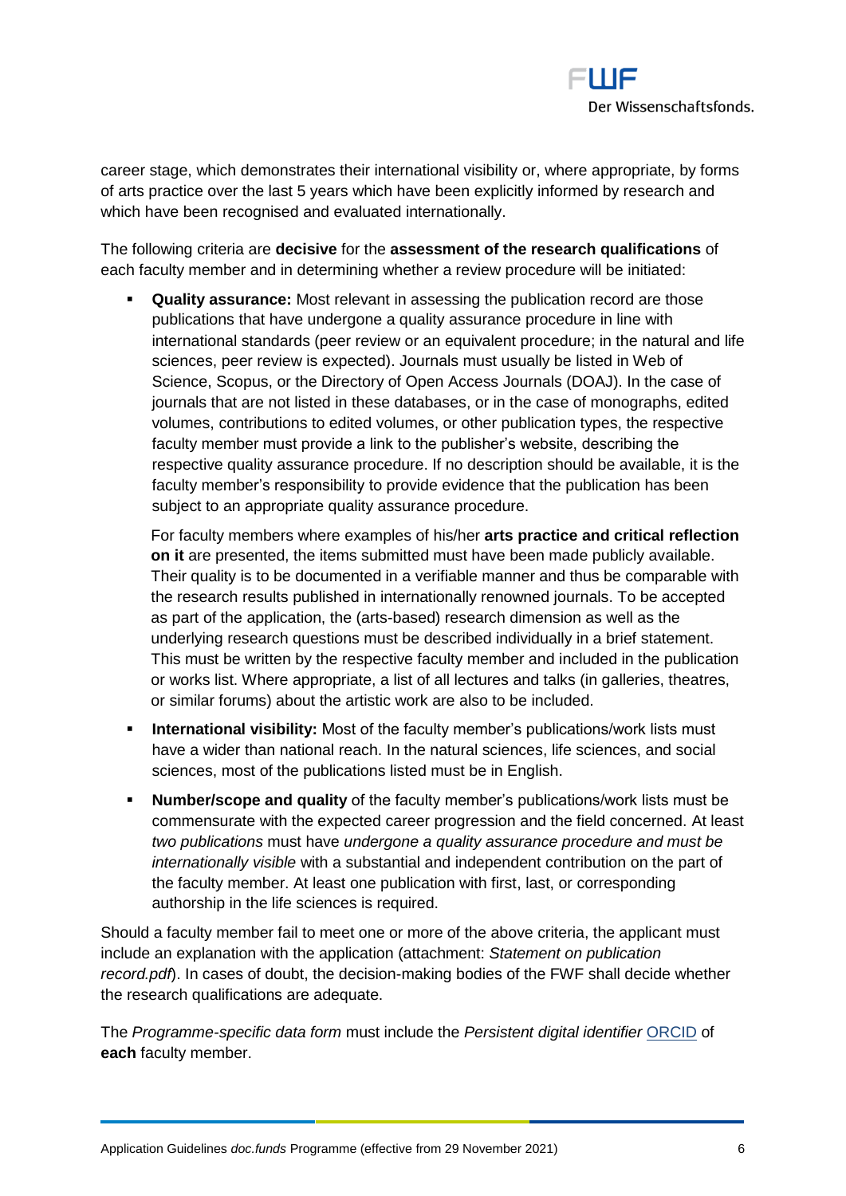career stage, which demonstrates their international visibility or, where appropriate, by forms of arts practice over the last 5 years which have been explicitly informed by research and which have been recognised and evaluated internationally.

The following criteria are **decisive** for the **assessment of the research qualifications** of each faculty member and in determining whether a review procedure will be initiated:

- **Quality assurance:** Most relevant in assessing the publication record are those publications that have undergone a quality assurance procedure in line with international standards (peer review or an equivalent procedure; in the natural and life sciences, peer review is expected). Journals must usually be listed in Web of Science, Scopus, or the Directory of Open Access Journals (DOAJ). In the case of journals that are not listed in these databases, or in the case of monographs, edited volumes, contributions to edited volumes, or other publication types, the respective faculty member must provide a link to the publisher's website, describing the respective quality assurance procedure. If no description should be available, it is the faculty member's responsibility to provide evidence that the publication has been subject to an appropriate quality assurance procedure.

  For faculty members where examples of his/her **arts practice and critical reflection on it** are presented, the items submitted must have been made publicly available. Their quality is to be documented in a verifiable manner and thus be comparable with the research results published in internationally renowned journals. To be accepted as part of the application, the (arts-based) research dimension as well as the underlying research questions must be described individually in a brief statement. This must be written by the respective faculty member and included in the publication or works list. Where appropriate, a list of all lectures and talks (in galleries, theatres, or similar forums) about the artistic work are also to be included.

- **International visibility:** Most of the faculty member's publications/work lists must have a wider than national reach. In the natural sciences, life sciences, and social sciences, most of the publications listed must be in English.

- **Number/scope and quality** of the faculty member's publications/work lists must be commensurate with the expected career progression and the field concerned. At least *two publications* must have *undergone a quality assurance procedure and must be internationally visible* with a substantial and independent contribution on the part of the faculty member. At least one publication with first, last, or corresponding authorship in the life sciences is required.

Should a faculty member fail to meet one or more of the above criteria, the applicant must include an explanation with the application (attachment: *Statement on publication record.pdf*). In cases of doubt, the decision-making bodies of the FWF shall decide whether the research qualifications are adequate.

The *Programme-specific data form* must include the *Persistent digital identifier* ORCID of **each** faculty member.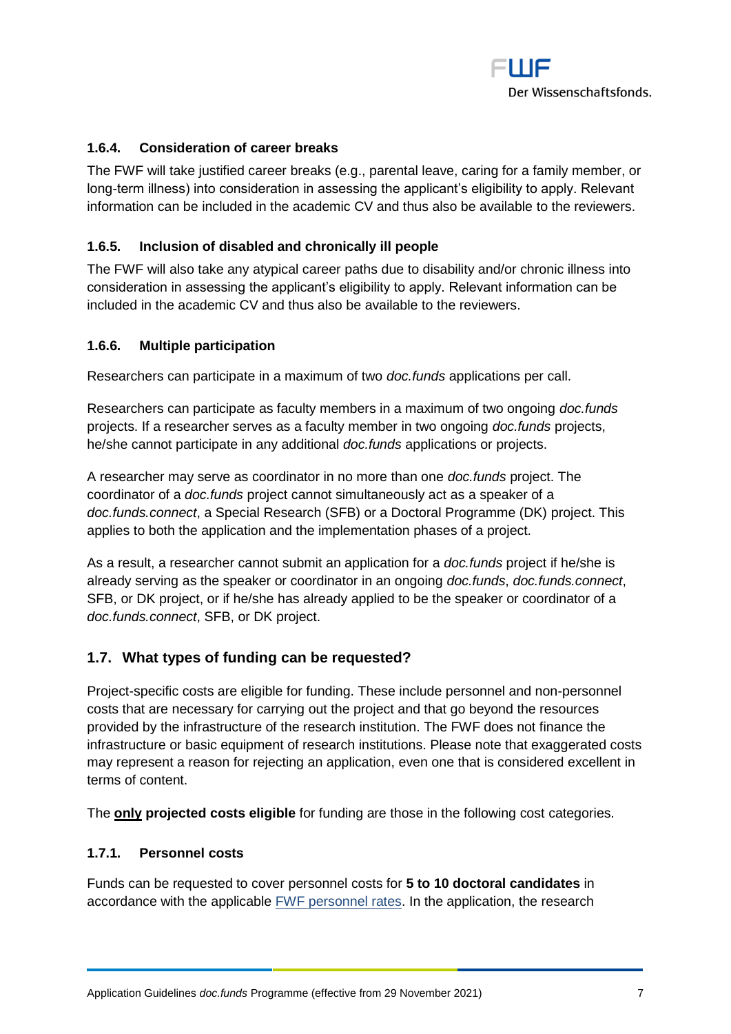#### 1.6.4. Consideration of career breaks

The FWF will take justified career breaks (e.g., parental leave, caring for a family member, or long-term illness) into consideration in assessing the applicant's eligibility to apply. Relevant information can be included in the academic CV and thus also be available to the reviewers.

#### 1.6.5. Inclusion of disabled and chronically ill people

The FWF will also take any atypical career paths due to disability and/or chronic illness into consideration in assessing the applicant's eligibility to apply. Relevant information can be included in the academic CV and thus also be available to the reviewers.

#### 1.6.6. Multiple participation

Researchers can participate in a maximum of two *doc.funds* applications per call.

Researchers can participate as faculty members in a maximum of two ongoing *doc.funds* projects. If a researcher serves as a faculty member in two ongoing *doc.funds* projects, he/she cannot participate in any additional *doc.funds* applications or projects.

A researcher may serve as coordinator in no more than one *doc.funds* project. The coordinator of a *doc.funds* project cannot simultaneously act as a speaker of a *doc.funds.connect*, a Special Research (SFB) or a Doctoral Programme (DK) project. This applies to both the application and the implementation phases of a project.

As a result, a researcher cannot submit an application for a *doc.funds* project if he/she is already serving as the speaker or coordinator in an ongoing *doc.funds*, *doc.funds.connect*, SFB, or DK project, or if he/she has already applied to be the speaker or coordinator of a *doc.funds.connect*, SFB, or DK project.

### 1.7. What types of funding can be requested?

Project-specific costs are eligible for funding. These include personnel and non-personnel costs that are necessary for carrying out the project and that go beyond the resources provided by the infrastructure of the research institution. The FWF does not finance the infrastructure or basic equipment of research institutions. Please note that exaggerated costs may represent a reason for rejecting an application, even one that is considered excellent in terms of content.

The **only projected costs eligible** for funding are those in the following cost categories.

#### 1.7.1. Personnel costs

Funds can be requested to cover personnel costs for **5 to 10 doctoral candidates** in accordance with the applicable [FWF personnel rates](). In the application, the research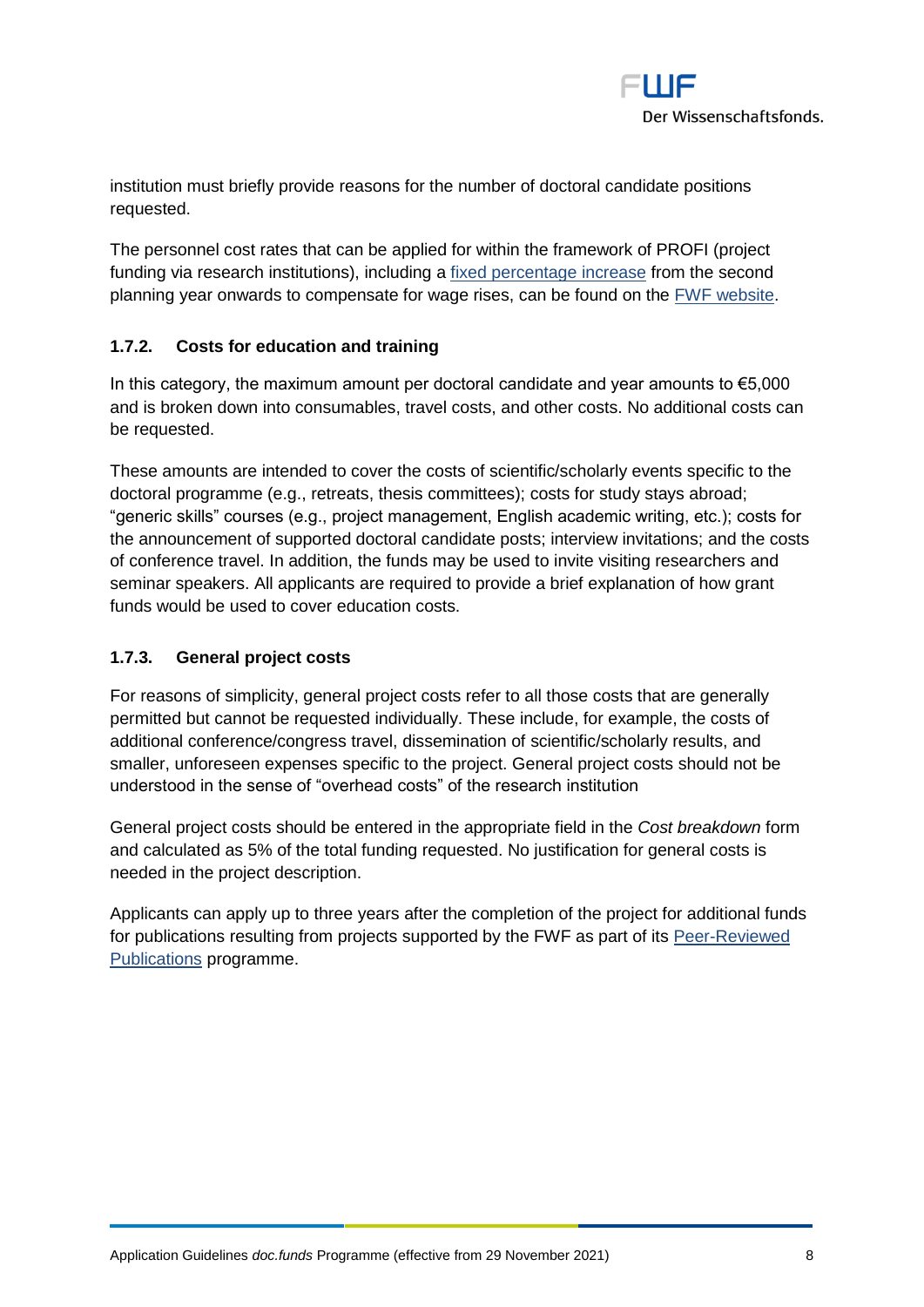institution must briefly provide reasons for the number of doctoral candidate positions requested.

The personnel cost rates that can be applied for within the framework of PROFI (project funding via research institutions), including a fixed percentage increase from the second planning year onwards to compensate for wage rises, can be found on the FWF website.

### 1.7.2. Costs for education and training

In this category, the maximum amount per doctoral candidate and year amounts to €5,000 and is broken down into consumables, travel costs, and other costs. No additional costs can be requested.

These amounts are intended to cover the costs of scientific/scholarly events specific to the doctoral programme (e.g., retreats, thesis committees); costs for study stays abroad; "generic skills" courses (e.g., project management, English academic writing, etc.); costs for the announcement of supported doctoral candidate posts; interview invitations; and the costs of conference travel. In addition, the funds may be used to invite visiting researchers and seminar speakers. All applicants are required to provide a brief explanation of how grant funds would be used to cover education costs.

### 1.7.3. General project costs

For reasons of simplicity, general project costs refer to all those costs that are generally permitted but cannot be requested individually. These include, for example, the costs of additional conference/congress travel, dissemination of scientific/scholarly results, and smaller, unforeseen expenses specific to the project. General project costs should not be understood in the sense of "overhead costs" of the research institution

General project costs should be entered in the appropriate field in the *Cost breakdown* form and calculated as 5% of the total funding requested. No justification for general costs is needed in the project description.

Applicants can apply up to three years after the completion of the project for additional funds for publications resulting from projects supported by the FWF as part of its Peer-Reviewed Publications programme.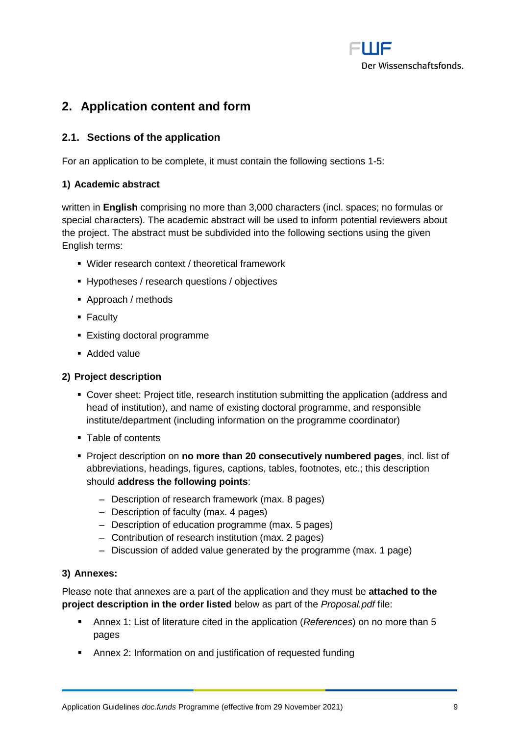## 2. Application content and form

### 2.1. Sections of the application

For an application to be complete, it must contain the following sections 1-5:

#### 1) Academic abstract

written in **English** comprising no more than 3,000 characters (incl. spaces; no formulas or special characters). The academic abstract will be used to inform potential reviewers about the project. The abstract must be subdivided into the following sections using the given English terms:

- Wider research context / theoretical framework
- Hypotheses / research questions / objectives
- Approach / methods
- Faculty
- Existing doctoral programme
- Added value

#### 2) Project description

- Cover sheet: Project title, research institution submitting the application (address and head of institution), and name of existing doctoral programme, and responsible institute/department (including information on the programme coordinator)
- Table of contents
- Project description on **no more than 20 consecutively numbered pages**, incl. list of abbreviations, headings, figures, captions, tables, footnotes, etc.; this description should **address the following points**:
  - Description of research framework (max. 8 pages)
  - Description of faculty (max. 4 pages)
  - Description of education programme (max. 5 pages)
  - Contribution of research institution (max. 2 pages)
  - Discussion of added value generated by the programme (max. 1 page)

#### 3) Annexes:

Please note that annexes are a part of the application and they must be **attached to the project description in the order listed** below as part of the *Proposal.pdf* file:

- Annex 1: List of literature cited in the application (*References*) on no more than 5 pages
- Annex 2: Information on and justification of requested funding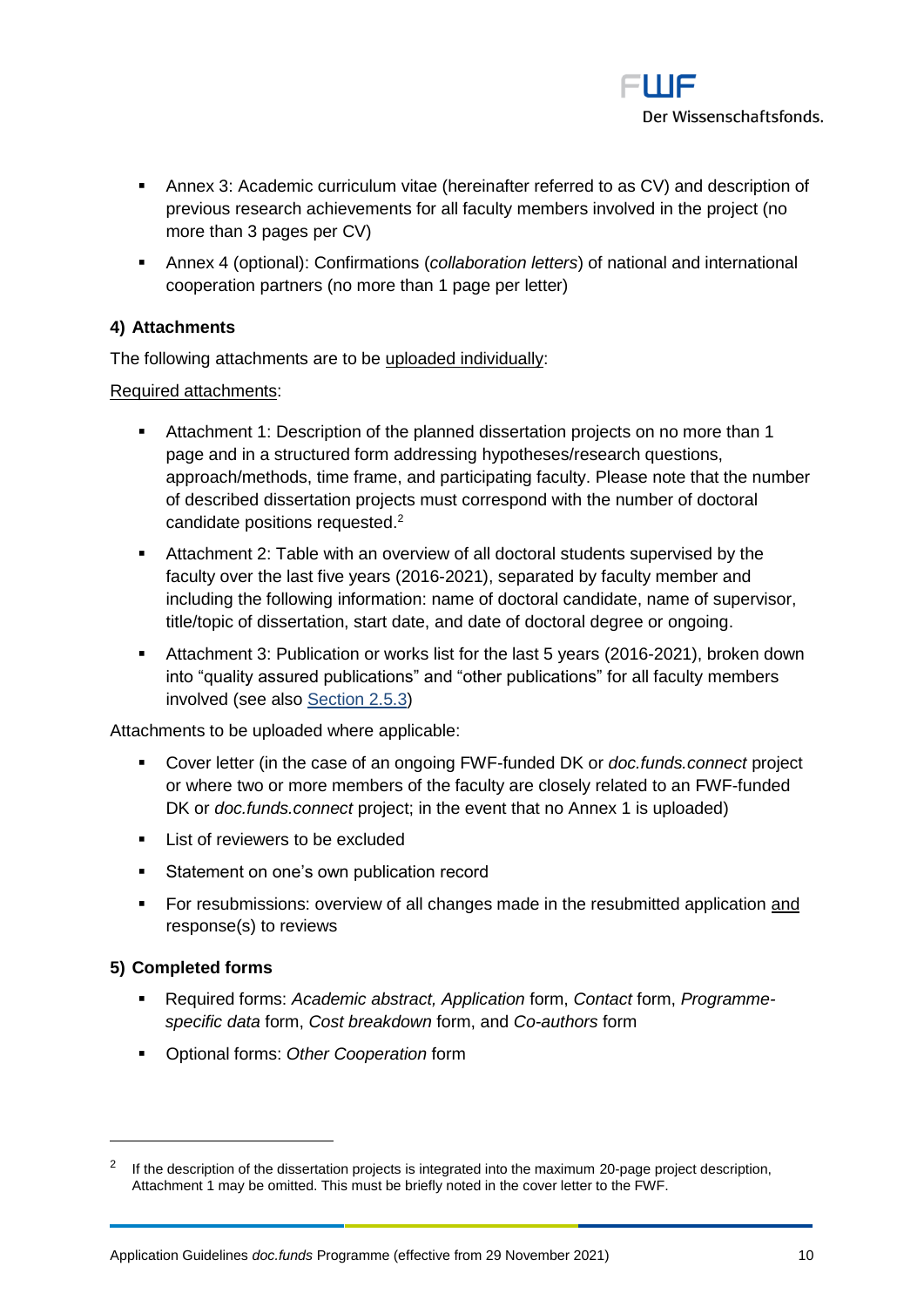- Annex 3: Academic curriculum vitae (hereinafter referred to as CV) and description of previous research achievements for all faculty members involved in the project (no more than 3 pages per CV)
- Annex 4 (optional): Confirmations (*collaboration letters*) of national and international cooperation partners (no more than 1 page per letter)

#### 4) Attachments

The following attachments are to be uploaded individually:

Required attachments:

- Attachment 1: Description of the planned dissertation projects on no more than 1 page and in a structured form addressing hypotheses/research questions, approach/methods, time frame, and participating faculty. Please note that the number of described dissertation projects must correspond with the number of doctoral candidate positions requested.[2]
- Attachment 2: Table with an overview of all doctoral students supervised by the faculty over the last five years (2016-2021), separated by faculty member and including the following information: name of doctoral candidate, name of supervisor, title/topic of dissertation, start date, and date of doctoral degree or ongoing.
- Attachment 3: Publication or works list for the last 5 years (2016-2021), broken down into "quality assured publications" and "other publications" for all faculty members involved (see also Section 2.5.3)

Attachments to be uploaded where applicable:

- Cover letter (in the case of an ongoing FWF-funded DK or *doc.funds.connect* project or where two or more members of the faculty are closely related to an FWF-funded DK or *doc.funds.connect* project; in the event that no Annex 1 is uploaded)
- List of reviewers to be excluded
- Statement on one's own publication record
- For resubmissions: overview of all changes made in the resubmitted application and response(s) to reviews

#### 5) Completed forms

- Required forms: *Academic abstract, Application* form, *Contact* form, *Programme-specific data* form, *Cost breakdown* form, and *Co-authors* form
- Optional forms: *Other Cooperation* form

---

[2] If the description of the dissertation projects is integrated into the maximum 20-page project description, Attachment 1 may be omitted. This must be briefly noted in the cover letter to the FWF.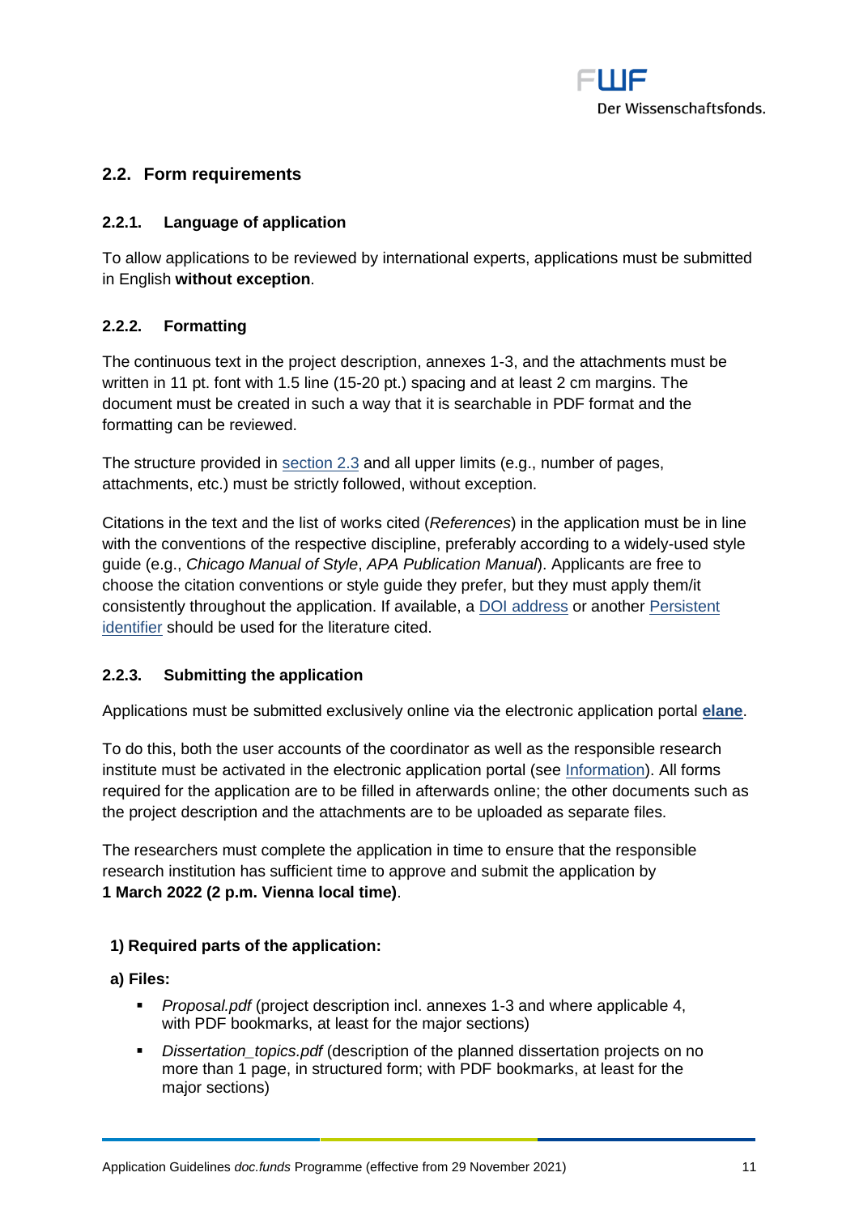## 2.2. Form requirements

### 2.2.1. Language of application

To allow applications to be reviewed by international experts, applications must be submitted in English **without exception**.

### 2.2.2. Formatting

The continuous text in the project description, annexes 1-3, and the attachments must be written in 11 pt. font with 1.5 line (15-20 pt.) spacing and at least 2 cm margins. The document must be created in such a way that it is searchable in PDF format and the formatting can be reviewed.

The structure provided in section 2.3 and all upper limits (e.g., number of pages, attachments, etc.) must be strictly followed, without exception.

Citations in the text and the list of works cited (*References*) in the application must be in line with the conventions of the respective discipline, preferably according to a widely-used style guide (e.g., *Chicago Manual of Style*, *APA Publication Manual*). Applicants are free to choose the citation conventions or style guide they prefer, but they must apply them/it consistently throughout the application. If available, a DOI address or another Persistent identifier should be used for the literature cited.

### 2.2.3. Submitting the application

Applications must be submitted exclusively online via the electronic application portal **elane**.

To do this, both the user accounts of the coordinator as well as the responsible research institute must be activated in the electronic application portal (see Information). All forms required for the application are to be filled in afterwards online; the other documents such as the project description and the attachments are to be uploaded as separate files.

The researchers must complete the application in time to ensure that the responsible research institution has sufficient time to approve and submit the application by **1 March 2022 (2 p.m. Vienna local time)**.

**1) Required parts of the application:**

**a) Files:**

- *Proposal.pdf* (project description incl. annexes 1-3 and where applicable 4, with PDF bookmarks, at least for the major sections)
- *Dissertation_topics.pdf* (description of the planned dissertation projects on no more than 1 page, in structured form; with PDF bookmarks, at least for the major sections)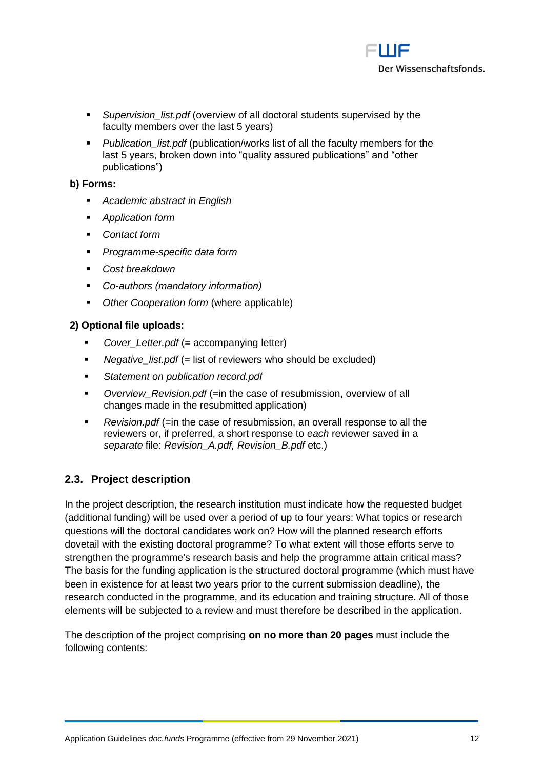- *Supervision_list.pdf* (overview of all doctoral students supervised by the faculty members over the last 5 years)
- *Publication_list.pdf* (publication/works list of all the faculty members for the last 5 years, broken down into “quality assured publications” and “other publications”)

**b) Forms:**

- *Academic abstract in English*
- *Application form*
- *Contact form*
- *Programme-specific data form*
- *Cost breakdown*
- *Co-authors (mandatory information)*
- *Other Cooperation form* (where applicable)

**2) Optional file uploads:**

- *Cover_Letter.pdf* (= accompanying letter)
- *Negative_list.pdf* (= list of reviewers who should be excluded)
- *Statement on publication record.pdf*
- *Overview_Revision.pdf* (=in the case of resubmission, overview of all changes made in the resubmitted application)
- *Revision.pdf* (=in the case of resubmission, an overall response to all the reviewers or, if preferred, a short response to *each* reviewer saved in a *separate* file: *Revision_A.pdf, Revision_B.pdf* etc.)

## 2.3. Project description

In the project description, the research institution must indicate how the requested budget (additional funding) will be used over a period of up to four years: What topics or research questions will the doctoral candidates work on? How will the planned research efforts dovetail with the existing doctoral programme? To what extent will those efforts serve to strengthen the programme's research basis and help the programme attain critical mass? The basis for the funding application is the structured doctoral programme (which must have been in existence for at least two years prior to the current submission deadline), the research conducted in the programme, and its education and training structure. All of those elements will be subjected to a review and must therefore be described in the application.

The description of the project comprising **on no more than 20 pages** must include the following contents: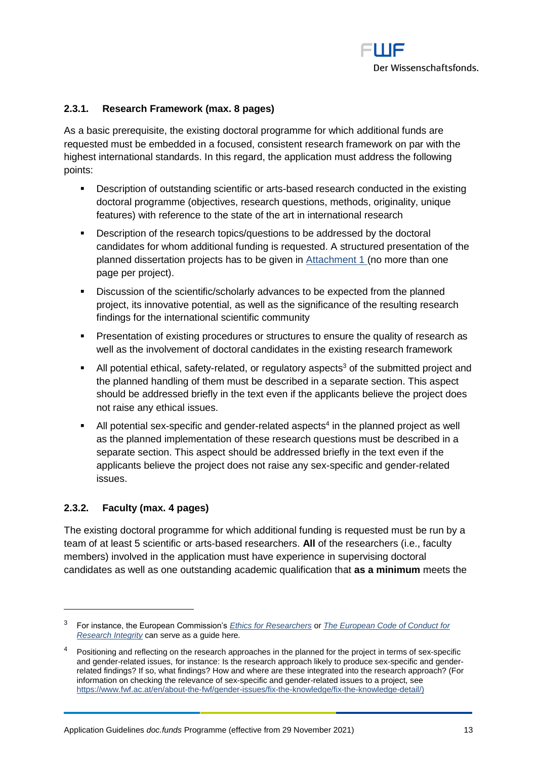### 2.3.1. Research Framework (max. 8 pages)

As a basic prerequisite, the existing doctoral programme for which additional funds are requested must be embedded in a focused, consistent research framework on par with the highest international standards. In this regard, the application must address the following points:

- Description of outstanding scientific or arts-based research conducted in the existing doctoral programme (objectives, research questions, methods, originality, unique features) with reference to the state of the art in international research
- Description of the research topics/questions to be addressed by the doctoral candidates for whom additional funding is requested. A structured presentation of the planned dissertation projects has to be given in Attachment 1 (no more than one page per project).
- Discussion of the scientific/scholarly advances to be expected from the planned project, its innovative potential, as well as the significance of the resulting research findings for the international scientific community
- Presentation of existing procedures or structures to ensure the quality of research as well as the involvement of doctoral candidates in the existing research framework
- All potential ethical, safety-related, or regulatory aspects[3] of the submitted project and the planned handling of them must be described in a separate section. This aspect should be addressed briefly in the text even if the applicants believe the project does not raise any ethical issues.
- All potential sex-specific and gender-related aspects[4] in the planned project as well as the planned implementation of these research questions must be described in a separate section. This aspect should be addressed briefly in the text even if the applicants believe the project does not raise any sex-specific and gender-related issues.

### 2.3.2. Faculty (max. 4 pages)

The existing doctoral programme for which additional funding is requested must be run by a team of at least 5 scientific or arts-based researchers. **All** of the researchers (i.e., faculty members) involved in the application must have experience in supervising doctoral candidates as well as one outstanding academic qualification that **as a minimum** meets the

---

[3] For instance, the European Commission's *Ethics for Researchers* or *The European Code of Conduct for Research Integrity* can serve as a guide here.

[4] Positioning and reflecting on the research approaches in the planned for the project in terms of sex-specific and gender-related issues, for instance: Is the research approach likely to produce sex-specific and gender-related findings? If so, what findings? How and where are these integrated into the research approach? (For information on checking the relevance of sex-specific and gender-related issues to a project, see https://www.fwf.ac.at/en/about-the-fwf/gender-issues/fix-the-knowledge/fix-the-knowledge-detail/)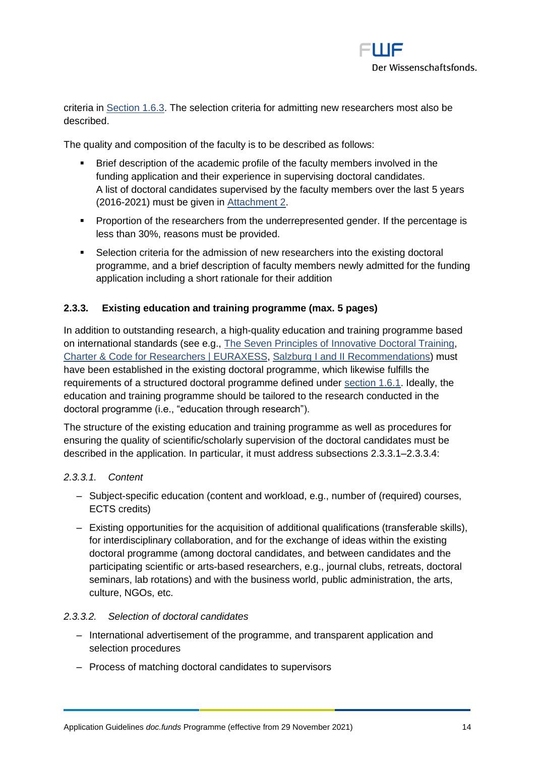criteria in Section 1.6.3. The selection criteria for admitting new researchers most also be described.

The quality and composition of the faculty is to be described as follows:

- Brief description of the academic profile of the faculty members involved in the funding application and their experience in supervising doctoral candidates. A list of doctoral candidates supervised by the faculty members over the last 5 years (2016-2021) must be given in Attachment 2.
- Proportion of the researchers from the underrepresented gender. If the percentage is less than 30%, reasons must be provided.
- Selection criteria for the admission of new researchers into the existing doctoral programme, and a brief description of faculty members newly admitted for the funding application including a short rationale for their addition

### 2.3.3. Existing education and training programme (max. 5 pages)

In addition to outstanding research, a high-quality education and training programme based on international standards (see e.g., The Seven Principles of Innovative Doctoral Training, Charter & Code for Researchers | EURAXESS, Salzburg I and II Recommendations) must have been established in the existing doctoral programme, which likewise fulfills the requirements of a structured doctoral programme defined under section 1.6.1. Ideally, the education and training programme should be tailored to the research conducted in the doctoral programme (i.e., "education through research").

The structure of the existing education and training programme as well as procedures for ensuring the quality of scientific/scholarly supervision of the doctoral candidates must be described in the application. In particular, it must address subsections 2.3.3.1–2.3.3.4:

#### *2.3.3.1. Content*

- Subject-specific education (content and workload, e.g., number of (required) courses, ECTS credits)
- Existing opportunities for the acquisition of additional qualifications (transferable skills), for interdisciplinary collaboration, and for the exchange of ideas within the existing doctoral programme (among doctoral candidates, and between candidates and the participating scientific or arts-based researchers, e.g., journal clubs, retreats, doctoral seminars, lab rotations) and with the business world, public administration, the arts, culture, NGOs, etc.

#### *2.3.3.2. Selection of doctoral candidates*

- International advertisement of the programme, and transparent application and selection procedures
- Process of matching doctoral candidates to supervisors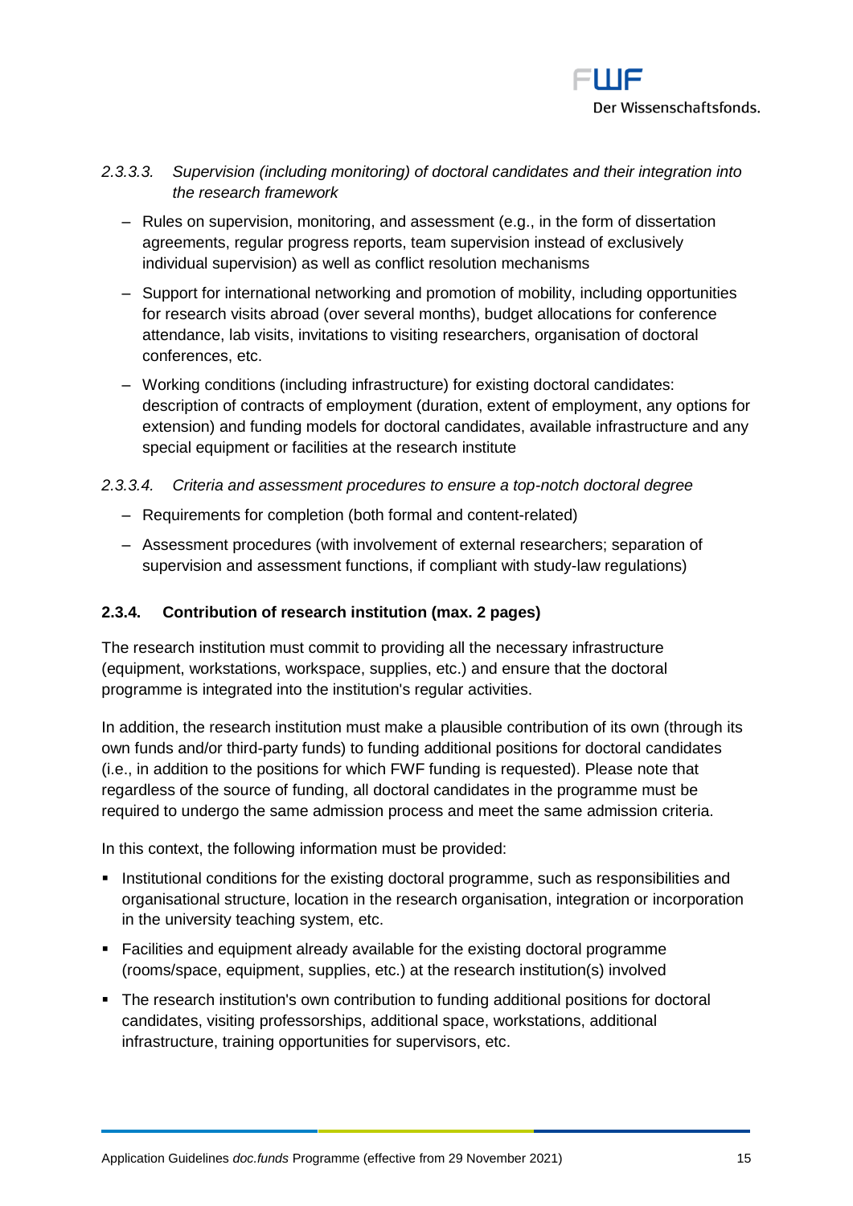*2.3.3.3. Supervision (including monitoring) of doctoral candidates and their integration into the research framework*

- Rules on supervision, monitoring, and assessment (e.g., in the form of dissertation agreements, regular progress reports, team supervision instead of exclusively individual supervision) as well as conflict resolution mechanisms
- Support for international networking and promotion of mobility, including opportunities for research visits abroad (over several months), budget allocations for conference attendance, lab visits, invitations to visiting researchers, organisation of doctoral conferences, etc.
- Working conditions (including infrastructure) for existing doctoral candidates: description of contracts of employment (duration, extent of employment, any options for extension) and funding models for doctoral candidates, available infrastructure and any special equipment or facilities at the research institute

*2.3.3.4. Criteria and assessment procedures to ensure a top-notch doctoral degree*

- Requirements for completion (both formal and content-related)
- Assessment procedures (with involvement of external researchers; separation of supervision and assessment functions, if compliant with study-law regulations)

### 2.3.4. Contribution of research institution (max. 2 pages)

The research institution must commit to providing all the necessary infrastructure (equipment, workstations, workspace, supplies, etc.) and ensure that the doctoral programme is integrated into the institution's regular activities.

In addition, the research institution must make a plausible contribution of its own (through its own funds and/or third-party funds) to funding additional positions for doctoral candidates (i.e., in addition to the positions for which FWF funding is requested). Please note that regardless of the source of funding, all doctoral candidates in the programme must be required to undergo the same admission process and meet the same admission criteria.

In this context, the following information must be provided:

- Institutional conditions for the existing doctoral programme, such as responsibilities and organisational structure, location in the research organisation, integration or incorporation in the university teaching system, etc.
- Facilities and equipment already available for the existing doctoral programme (rooms/space, equipment, supplies, etc.) at the research institution(s) involved
- The research institution's own contribution to funding additional positions for doctoral candidates, visiting professorships, additional space, workstations, additional infrastructure, training opportunities for supervisors, etc.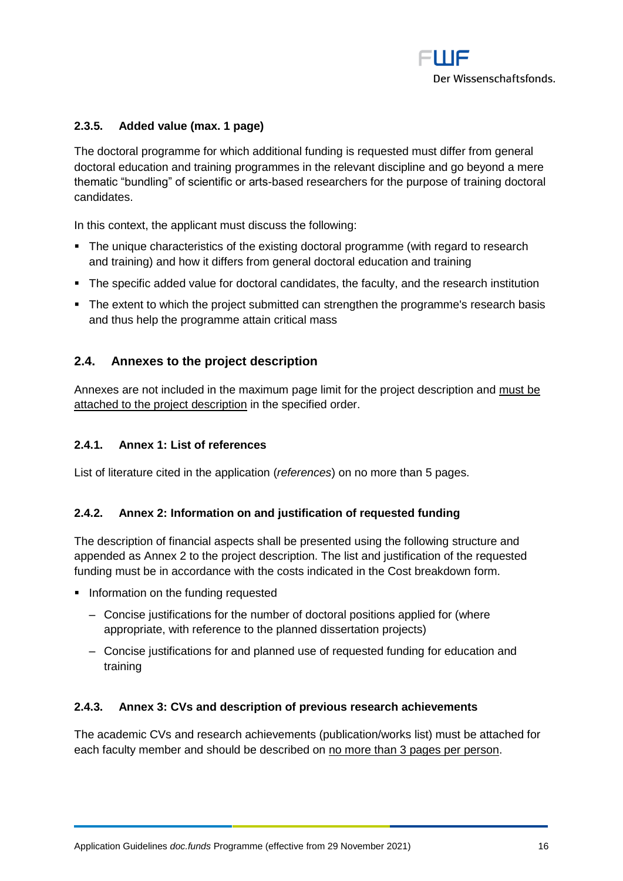#### 2.3.5. Added value (max. 1 page)

The doctoral programme for which additional funding is requested must differ from general doctoral education and training programmes in the relevant discipline and go beyond a mere thematic "bundling" of scientific or arts-based researchers for the purpose of training doctoral candidates.

In this context, the applicant must discuss the following:

- The unique characteristics of the existing doctoral programme (with regard to research and training) and how it differs from general doctoral education and training
- The specific added value for doctoral candidates, the faculty, and the research institution
- The extent to which the project submitted can strengthen the programme's research basis and thus help the programme attain critical mass

### 2.4. Annexes to the project description

Annexes are not included in the maximum page limit for the project description and <u>must be attached to the project description</u> in the specified order.

#### 2.4.1. Annex 1: List of references

List of literature cited in the application (*references*) on no more than 5 pages.

#### 2.4.2. Annex 2: Information on and justification of requested funding

The description of financial aspects shall be presented using the following structure and appended as Annex 2 to the project description. The list and justification of the requested funding must be in accordance with the costs indicated in the Cost breakdown form.

- Information on the funding requested
  - Concise justifications for the number of doctoral positions applied for (where appropriate, with reference to the planned dissertation projects)
  - Concise justifications for and planned use of requested funding for education and training

#### 2.4.3. Annex 3: CVs and description of previous research achievements

The academic CVs and research achievements (publication/works list) must be attached for each faculty member and should be described on <u>no more than 3 pages per person</u>.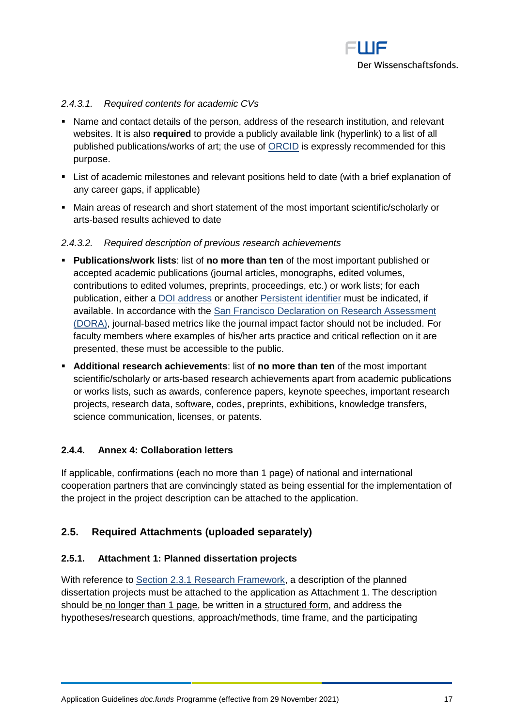#### *2.4.3.1. Required contents for academic CVs*

- Name and contact details of the person, address of the research institution, and relevant websites. It is also **required** to provide a publicly available link (hyperlink) to a list of all published publications/works of art; the use of ORCID is expressly recommended for this purpose.
- List of academic milestones and relevant positions held to date (with a brief explanation of any career gaps, if applicable)
- Main areas of research and short statement of the most important scientific/scholarly or arts-based results achieved to date

#### *2.4.3.2. Required description of previous research achievements*

- **Publications/work lists**: list of **no more than ten** of the most important published or accepted academic publications (journal articles, monographs, edited volumes, contributions to edited volumes, preprints, proceedings, etc.) or work lists; for each publication, either a DOI address or another Persistent identifier must be indicated, if available. In accordance with the San Francisco Declaration on Research Assessment (DORA), journal-based metrics like the journal impact factor should not be included. For faculty members where examples of his/her arts practice and critical reflection on it are presented, these must be accessible to the public.
- **Additional research achievements**: list of **no more than ten** of the most important scientific/scholarly or arts-based research achievements apart from academic publications or works lists, such as awards, conference papers, keynote speeches, important research projects, research data, software, codes, preprints, exhibitions, knowledge transfers, science communication, licenses, or patents.

### 2.4.4. Annex 4: Collaboration letters

If applicable, confirmations (each no more than 1 page) of national and international cooperation partners that are convincingly stated as being essential for the implementation of the project in the project description can be attached to the application.

## 2.5. Required Attachments (uploaded separately)

### 2.5.1. Attachment 1: Planned dissertation projects

With reference to Section 2.3.1 Research Framework, a description of the planned dissertation projects must be attached to the application as Attachment 1. The description should be no longer than 1 page, be written in a structured form, and address the hypotheses/research questions, approach/methods, time frame, and the participating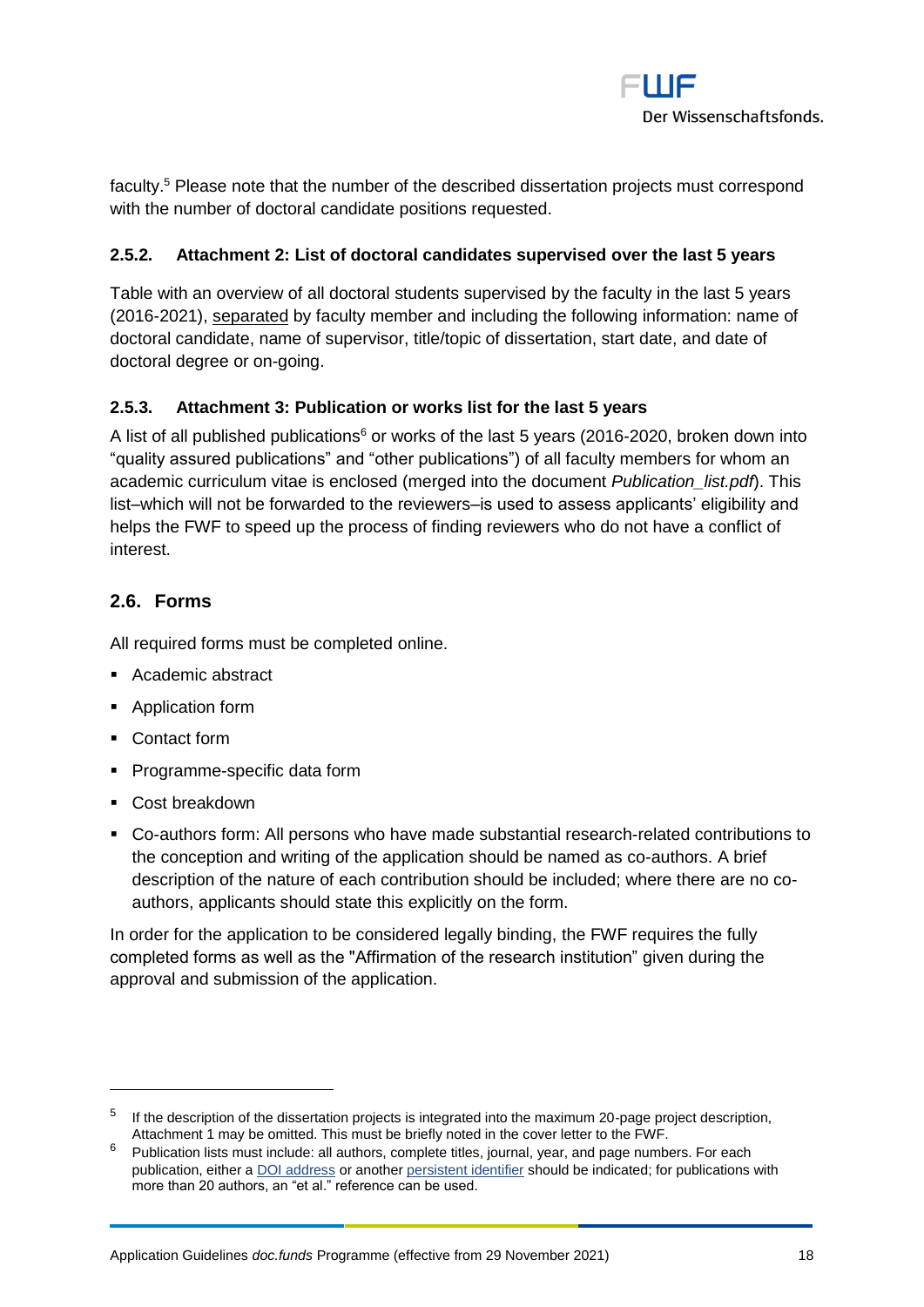faculty.[5] Please note that the number of the described dissertation projects must correspond with the number of doctoral candidate positions requested.

### 2.5.2. Attachment 2: List of doctoral candidates supervised over the last 5 years

Table with an overview of all doctoral students supervised by the faculty in the last 5 years (2016-2021), separated by faculty member and including the following information: name of doctoral candidate, name of supervisor, title/topic of dissertation, start date, and date of doctoral degree or on-going.

### 2.5.3. Attachment 3: Publication or works list for the last 5 years

A list of all published publications[6] or works of the last 5 years (2016-2020, broken down into "quality assured publications" and "other publications") of all faculty members for whom an academic curriculum vitae is enclosed (merged into the document *Publication_list.pdf*). This list–which will not be forwarded to the reviewers–is used to assess applicants' eligibility and helps the FWF to speed up the process of finding reviewers who do not have a conflict of interest.

## 2.6. Forms

All required forms must be completed online.

- Academic abstract
- Application form
- Contact form
- Programme-specific data form
- Cost breakdown
- Co-authors form: All persons who have made substantial research-related contributions to the conception and writing of the application should be named as co-authors. A brief description of the nature of each contribution should be included; where there are no co-authors, applicants should state this explicitly on the form.

In order for the application to be considered legally binding, the FWF requires the fully completed forms as well as the "Affirmation of the research institution" given during the approval and submission of the application.

---

[5] If the description of the dissertation projects is integrated into the maximum 20-page project description, Attachment 1 may be omitted. This must be briefly noted in the cover letter to the FWF.

[6] Publication lists must include: all authors, complete titles, journal, year, and page numbers. For each publication, either a DOI address or another persistent identifier should be indicated; for publications with more than 20 authors, an "et al." reference can be used.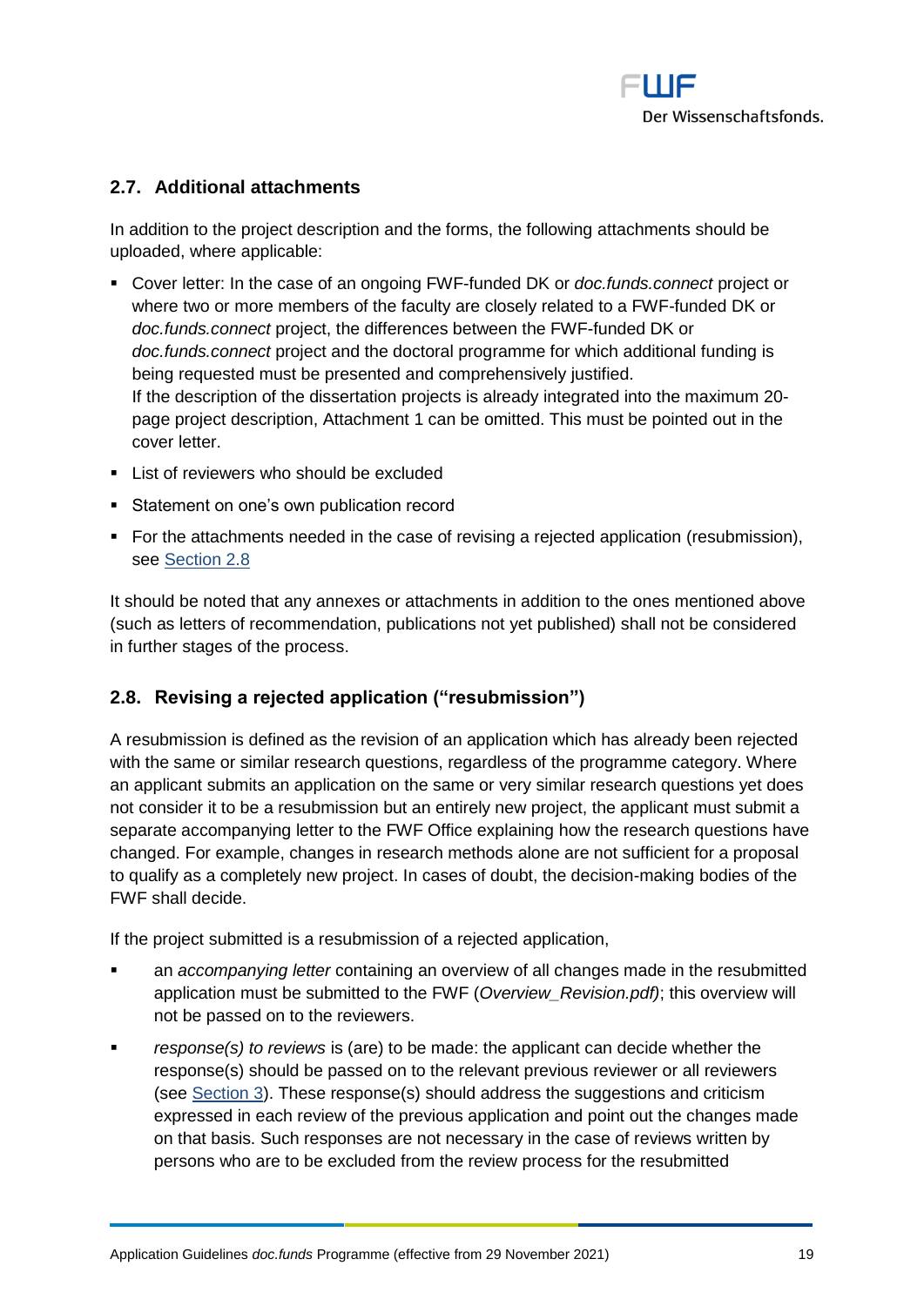## 2.7. Additional attachments

In addition to the project description and the forms, the following attachments should be uploaded, where applicable:

- Cover letter: In the case of an ongoing FWF-funded DK or *doc.funds.connect* project or where two or more members of the faculty are closely related to a FWF-funded DK or *doc.funds.connect* project, the differences between the FWF-funded DK or *doc.funds.connect* project and the doctoral programme for which additional funding is being requested must be presented and comprehensively justified.
  If the description of the dissertation projects is already integrated into the maximum 20-page project description, Attachment 1 can be omitted. This must be pointed out in the cover letter.
- List of reviewers who should be excluded
- Statement on one's own publication record
- For the attachments needed in the case of revising a rejected application (resubmission), see Section 2.8

It should be noted that any annexes or attachments in addition to the ones mentioned above (such as letters of recommendation, publications not yet published) shall not be considered in further stages of the process.

## 2.8. Revising a rejected application ("resubmission")

A resubmission is defined as the revision of an application which has already been rejected with the same or similar research questions, regardless of the programme category. Where an applicant submits an application on the same or very similar research questions yet does not consider it to be a resubmission but an entirely new project, the applicant must submit a separate accompanying letter to the FWF Office explaining how the research questions have changed. For example, changes in research methods alone are not sufficient for a proposal to qualify as a completely new project. In cases of doubt, the decision-making bodies of the FWF shall decide.

If the project submitted is a resubmission of a rejected application,

- an *accompanying letter* containing an overview of all changes made in the resubmitted application must be submitted to the FWF (*Overview_Revision.pdf)*; this overview will not be passed on to the reviewers.
- *response(s) to reviews* is (are) to be made: the applicant can decide whether the response(s) should be passed on to the relevant previous reviewer or all reviewers (see Section 3). These response(s) should address the suggestions and criticism expressed in each review of the previous application and point out the changes made on that basis. Such responses are not necessary in the case of reviews written by persons who are to be excluded from the review process for the resubmitted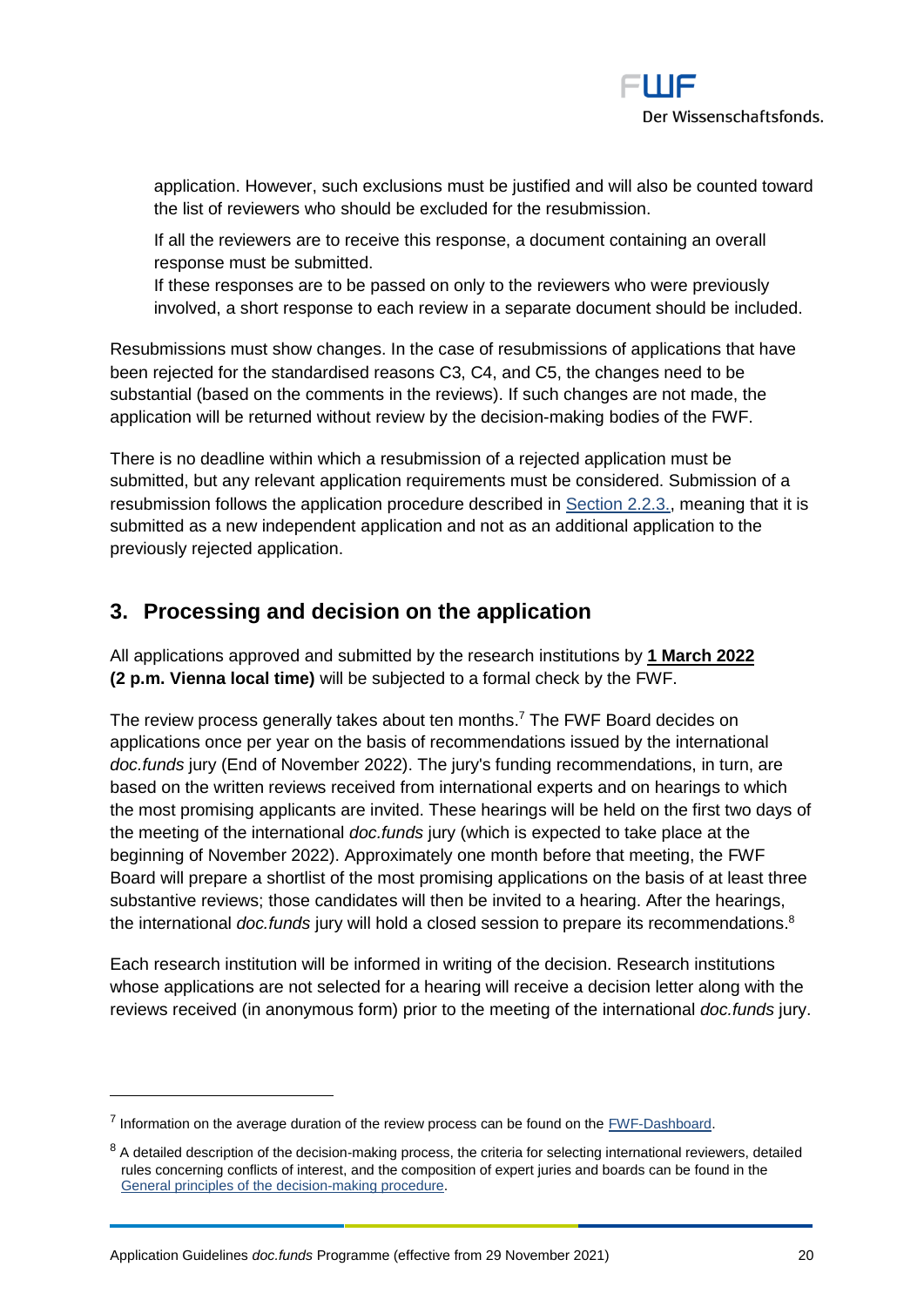application. However, such exclusions must be justified and will also be counted toward the list of reviewers who should be excluded for the resubmission.

If all the reviewers are to receive this response, a document containing an overall response must be submitted.
If these responses are to be passed on only to the reviewers who were previously involved, a short response to each review in a separate document should be included.

Resubmissions must show changes. In the case of resubmissions of applications that have been rejected for the standardised reasons C3, C4, and C5, the changes need to be substantial (based on the comments in the reviews). If such changes are not made, the application will be returned without review by the decision-making bodies of the FWF.

There is no deadline within which a resubmission of a rejected application must be submitted, but any relevant application requirements must be considered. Submission of a resubmission follows the application procedure described in Section 2.2.3., meaning that it is submitted as a new independent application and not as an additional application to the previously rejected application.

## 3. Processing and decision on the application

All applications approved and submitted by the research institutions by **1 March 2022 (2 p.m. Vienna local time)** will be subjected to a formal check by the FWF.

The review process generally takes about ten months.[7] The FWF Board decides on applications once per year on the basis of recommendations issued by the international *doc.funds* jury (End of November 2022). The jury's funding recommendations, in turn, are based on the written reviews received from international experts and on hearings to which the most promising applicants are invited. These hearings will be held on the first two days of the meeting of the international *doc.funds* jury (which is expected to take place at the beginning of November 2022). Approximately one month before that meeting, the FWF Board will prepare a shortlist of the most promising applications on the basis of at least three substantive reviews; those candidates will then be invited to a hearing. After the hearings, the international *doc.funds* jury will hold a closed session to prepare its recommendations.[8]

Each research institution will be informed in writing of the decision. Research institutions whose applications are not selected for a hearing will receive a decision letter along with the reviews received (in anonymous form) prior to the meeting of the international *doc.funds* jury.

---

[7] Information on the average duration of the review process can be found on the FWF-Dashboard.

[8] A detailed description of the decision-making process, the criteria for selecting international reviewers, detailed rules concerning conflicts of interest, and the composition of expert juries and boards can be found in the General principles of the decision-making procedure.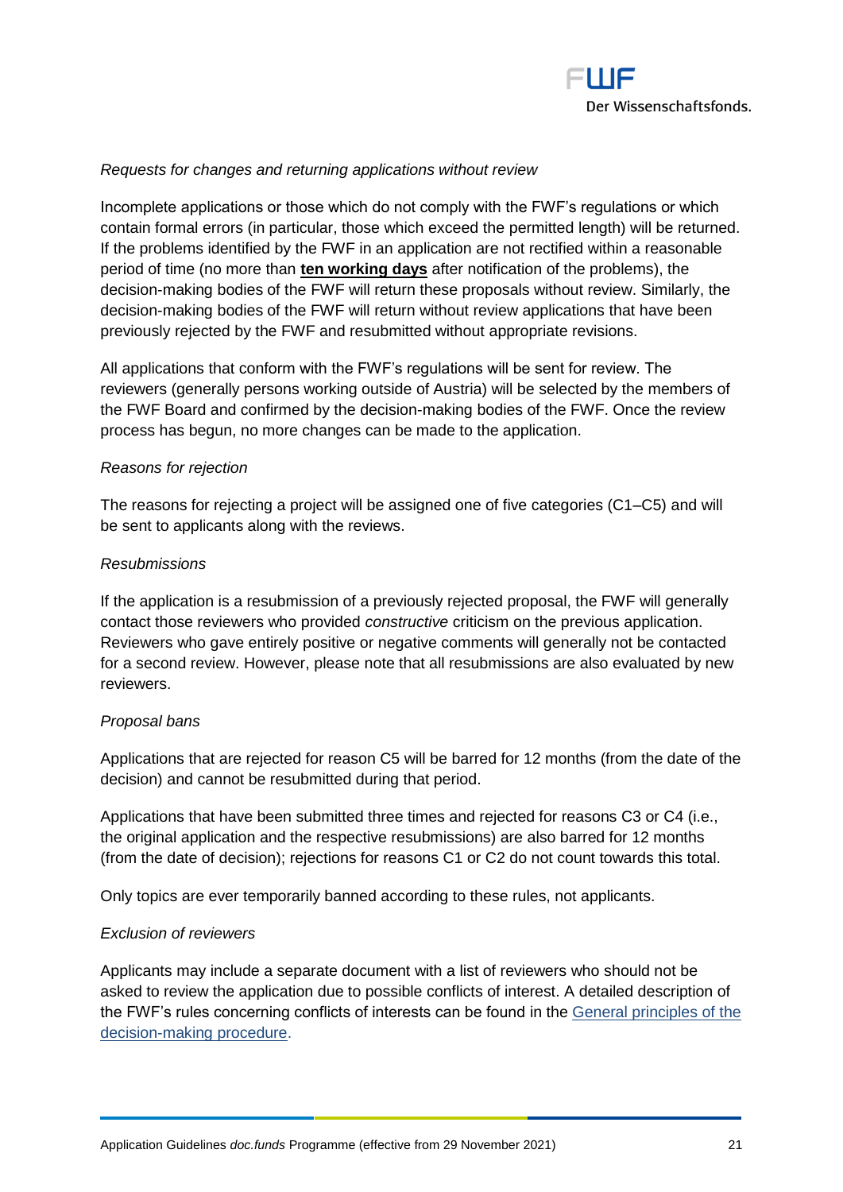*Requests for changes and returning applications without review*

Incomplete applications or those which do not comply with the FWF's regulations or which contain formal errors (in particular, those which exceed the permitted length) will be returned. If the problems identified by the FWF in an application are not rectified within a reasonable period of time (no more than **ten working days** after notification of the problems), the decision-making bodies of the FWF will return these proposals without review. Similarly, the decision-making bodies of the FWF will return without review applications that have been previously rejected by the FWF and resubmitted without appropriate revisions.

All applications that conform with the FWF's regulations will be sent for review. The reviewers (generally persons working outside of Austria) will be selected by the members of the FWF Board and confirmed by the decision-making bodies of the FWF. Once the review process has begun, no more changes can be made to the application.

*Reasons for rejection*

The reasons for rejecting a project will be assigned one of five categories (C1–C5) and will be sent to applicants along with the reviews.

*Resubmissions*

If the application is a resubmission of a previously rejected proposal, the FWF will generally contact those reviewers who provided *constructive* criticism on the previous application. Reviewers who gave entirely positive or negative comments will generally not be contacted for a second review. However, please note that all resubmissions are also evaluated by new reviewers.

*Proposal bans*

Applications that are rejected for reason C5 will be barred for 12 months (from the date of the decision) and cannot be resubmitted during that period.

Applications that have been submitted three times and rejected for reasons C3 or C4 (i.e., the original application and the respective resubmissions) are also barred for 12 months (from the date of decision); rejections for reasons C1 or C2 do not count towards this total.

Only topics are ever temporarily banned according to these rules, not applicants.

*Exclusion of reviewers*

Applicants may include a separate document with a list of reviewers who should not be asked to review the application due to possible conflicts of interest. A detailed description of the FWF's rules concerning conflicts of interests can be found in the General principles of the decision-making procedure.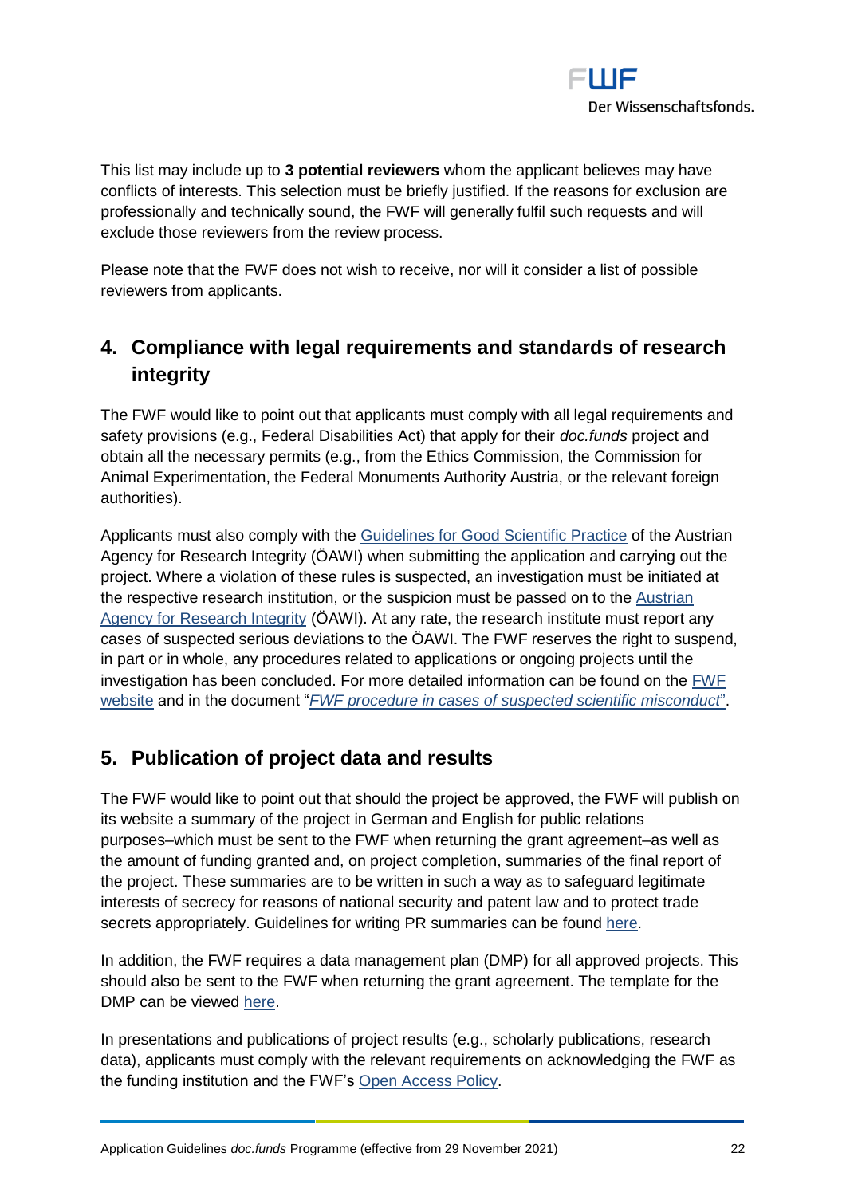This list may include up to **3 potential reviewers** whom the applicant believes may have conflicts of interests. This selection must be briefly justified. If the reasons for exclusion are professionally and technically sound, the FWF will generally fulfil such requests and will exclude those reviewers from the review process.

Please note that the FWF does not wish to receive, nor will it consider a list of possible reviewers from applicants.

## 4. Compliance with legal requirements and standards of research integrity

The FWF would like to point out that applicants must comply with all legal requirements and safety provisions (e.g., Federal Disabilities Act) that apply for their *doc.funds* project and obtain all the necessary permits (e.g., from the Ethics Commission, the Commission for Animal Experimentation, the Federal Monuments Authority Austria, or the relevant foreign authorities).

Applicants must also comply with the Guidelines for Good Scientific Practice of the Austrian Agency for Research Integrity (ÖAWI) when submitting the application and carrying out the project. Where a violation of these rules is suspected, an investigation must be initiated at the respective research institution, or the suspicion must be passed on to the Austrian Agency for Research Integrity (ÖAWI). At any rate, the research institute must report any cases of suspected serious deviations to the ÖAWI. The FWF reserves the right to suspend, in part or in whole, any procedures related to applications or ongoing projects until the investigation has been concluded. For more detailed information can be found on the FWF website and in the document "*FWF procedure in cases of suspected scientific misconduct*".

## 5. Publication of project data and results

The FWF would like to point out that should the project be approved, the FWF will publish on its website a summary of the project in German and English for public relations purposes–which must be sent to the FWF when returning the grant agreement–as well as the amount of funding granted and, on project completion, summaries of the final report of the project. These summaries are to be written in such a way as to safeguard legitimate interests of secrecy for reasons of national security and patent law and to protect trade secrets appropriately. Guidelines for writing PR summaries can be found here.

In addition, the FWF requires a data management plan (DMP) for all approved projects. This should also be sent to the FWF when returning the grant agreement. The template for the DMP can be viewed here.

In presentations and publications of project results (e.g., scholarly publications, research data), applicants must comply with the relevant requirements on acknowledging the FWF as the funding institution and the FWF's Open Access Policy.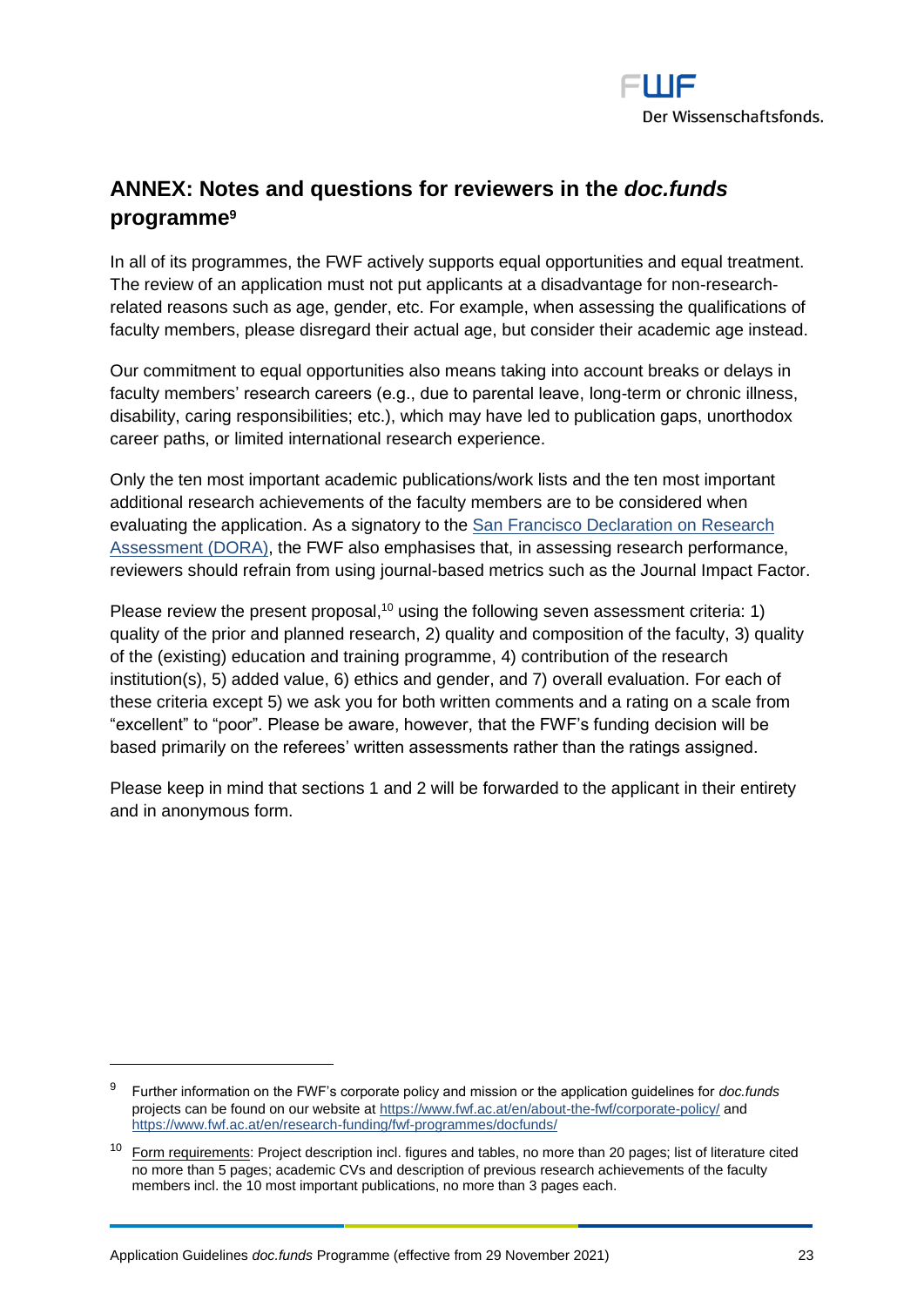## ANNEX: Notes and questions for reviewers in the *doc.funds* programme[9]

In all of its programmes, the FWF actively supports equal opportunities and equal treatment. The review of an application must not put applicants at a disadvantage for non-research-related reasons such as age, gender, etc. For example, when assessing the qualifications of faculty members, please disregard their actual age, but consider their academic age instead.

Our commitment to equal opportunities also means taking into account breaks or delays in faculty members' research careers (e.g., due to parental leave, long-term or chronic illness, disability, caring responsibilities; etc.), which may have led to publication gaps, unorthodox career paths, or limited international research experience.

Only the ten most important academic publications/work lists and the ten most important additional research achievements of the faculty members are to be considered when evaluating the application. As a signatory to the [San Francisco Declaration on Research Assessment (DORA)](), the FWF also emphasises that, in assessing research performance, reviewers should refrain from using journal-based metrics such as the Journal Impact Factor.

Please review the present proposal,[10] using the following seven assessment criteria: 1) quality of the prior and planned research, 2) quality and composition of the faculty, 3) quality of the (existing) education and training programme, 4) contribution of the research institution(s), 5) added value, 6) ethics and gender, and 7) overall evaluation. For each of these criteria except 5) we ask you for both written comments and a rating on a scale from "excellent" to "poor". Please be aware, however, that the FWF's funding decision will be based primarily on the referees' written assessments rather than the ratings assigned.

Please keep in mind that sections 1 and 2 will be forwarded to the applicant in their entirety and in anonymous form.

---

[9] Further information on the FWF's corporate policy and mission or the application guidelines for *doc.funds* projects can be found on our website at https://www.fwf.ac.at/en/about-the-fwf/corporate-policy/ and https://www.fwf.ac.at/en/research-funding/fwf-programmes/docfunds/

[10] Form requirements: Project description incl. figures and tables, no more than 20 pages; list of literature cited no more than 5 pages; academic CVs and description of previous research achievements of the faculty members incl. the 10 most important publications, no more than 3 pages each.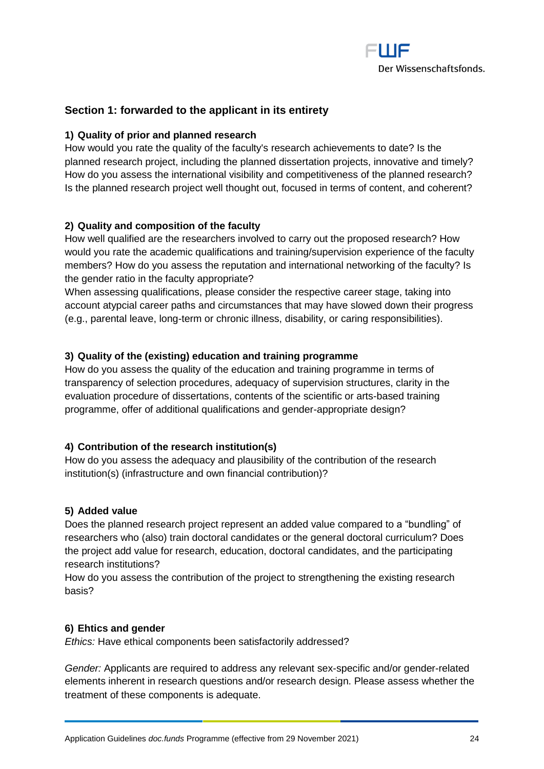## Section 1: forwarded to the applicant in its entirety

### 1) Quality of prior and planned research

How would you rate the quality of the faculty's research achievements to date? Is the planned research project, including the planned dissertation projects, innovative and timely? How do you assess the international visibility and competitiveness of the planned research? Is the planned research project well thought out, focused in terms of content, and coherent?

### 2) Quality and composition of the faculty

How well qualified are the researchers involved to carry out the proposed research? How would you rate the academic qualifications and training/supervision experience of the faculty members? How do you assess the reputation and international networking of the faculty? Is the gender ratio in the faculty appropriate?

When assessing qualifications, please consider the respective career stage, taking into account atypcial career paths and circumstances that may have slowed down their progress (e.g., parental leave, long-term or chronic illness, disability, or caring responsibilities).

### 3) Quality of the (existing) education and training programme

How do you assess the quality of the education and training programme in terms of transparency of selection procedures, adequacy of supervision structures, clarity in the evaluation procedure of dissertations, contents of the scientific or arts-based training programme, offer of additional qualifications and gender-appropriate design?

### 4) Contribution of the research institution(s)

How do you assess the adequacy and plausibility of the contribution of the research institution(s) (infrastructure and own financial contribution)?

### 5) Added value

Does the planned research project represent an added value compared to a “bundling” of researchers who (also) train doctoral candidates or the general doctoral curriculum? Does the project add value for research, education, doctoral candidates, and the participating research institutions?

How do you assess the contribution of the project to strengthening the existing research basis?

### 6) Ehtics and gender

*Ethics:* Have ethical components been satisfactorily addressed?

*Gender:* Applicants are required to address any relevant sex-specific and/or gender-related elements inherent in research questions and/or research design. Please assess whether the treatment of these components is adequate.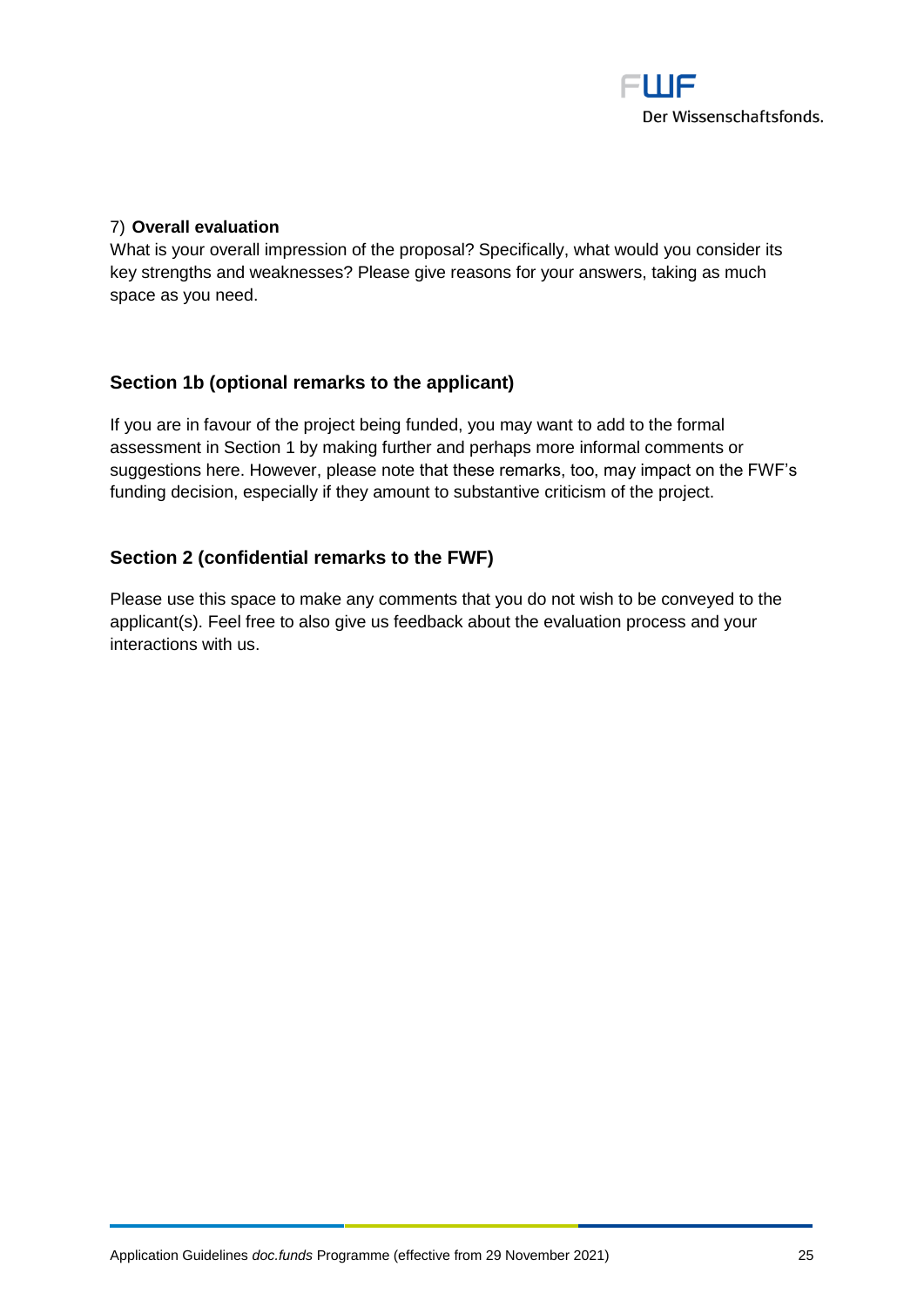7) **Overall evaluation**

What is your overall impression of the proposal? Specifically, what would you consider its key strengths and weaknesses? Please give reasons for your answers, taking as much space as you need.

## Section 1b (optional remarks to the applicant)

If you are in favour of the project being funded, you may want to add to the formal assessment in Section 1 by making further and perhaps more informal comments or suggestions here. However, please note that these remarks, too, may impact on the FWF's funding decision, especially if they amount to substantive criticism of the project.

## Section 2 (confidential remarks to the FWF)

Please use this space to make any comments that you do not wish to be conveyed to the applicant(s). Feel free to also give us feedback about the evaluation process and your interactions with us.